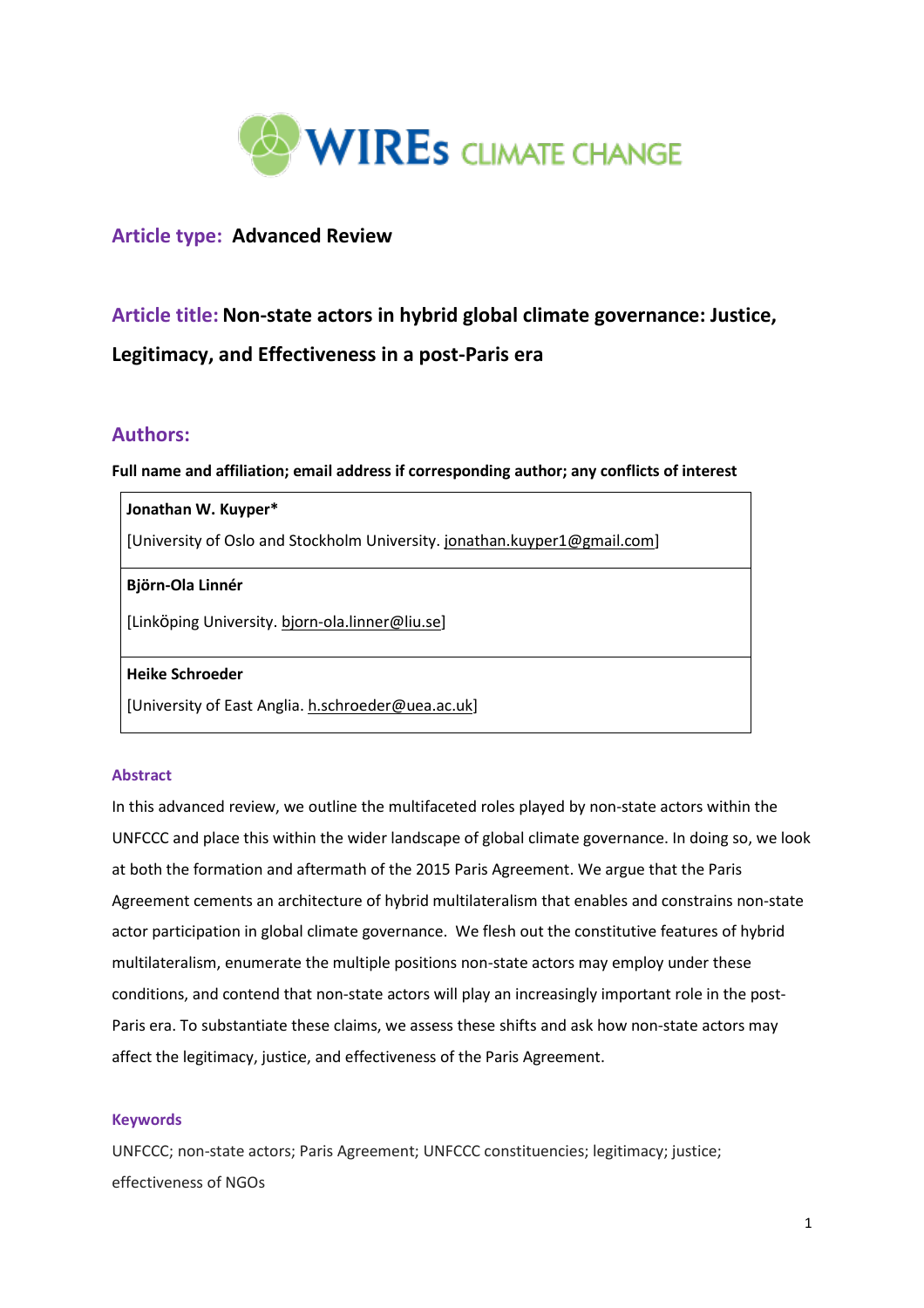WIREs CLIMATE CHANGE

**Article type:** **Advanced Review**

# Article title: Non-state actors in hybrid global climate governance: Justice, Legitimacy, and Effectiveness in a post-Paris era

## Authors:

**Full name and affiliation; email address if corresponding author; any conflicts of interest**

| |
|---|
| **Jonathan W. Kuyper*** |
| [University of Oslo and Stockholm University. jonathan.kuyper1@gmail.com] |
| **Björn-Ola Linnér** |
| [Linköping University. bjorn-ola.linner@liu.se] |
| **Heike Schroeder** |
| [University of East Anglia. h.schroeder@uea.ac.uk] |

### Abstract

In this advanced review, we outline the multifaceted roles played by non-state actors within the UNFCCC and place this within the wider landscape of global climate governance. In doing so, we look at both the formation and aftermath of the 2015 Paris Agreement. We argue that the Paris Agreement cements an architecture of hybrid multilateralism that enables and constrains non-state actor participation in global climate governance. We flesh out the constitutive features of hybrid multilateralism, enumerate the multiple positions non-state actors may employ under these conditions, and contend that non-state actors will play an increasingly important role in the post-Paris era. To substantiate these claims, we assess these shifts and ask how non-state actors may affect the legitimacy, justice, and effectiveness of the Paris Agreement.

### Keywords

UNFCCC; non-state actors; Paris Agreement; UNFCCC constituencies; legitimacy; justice; effectiveness of NGOs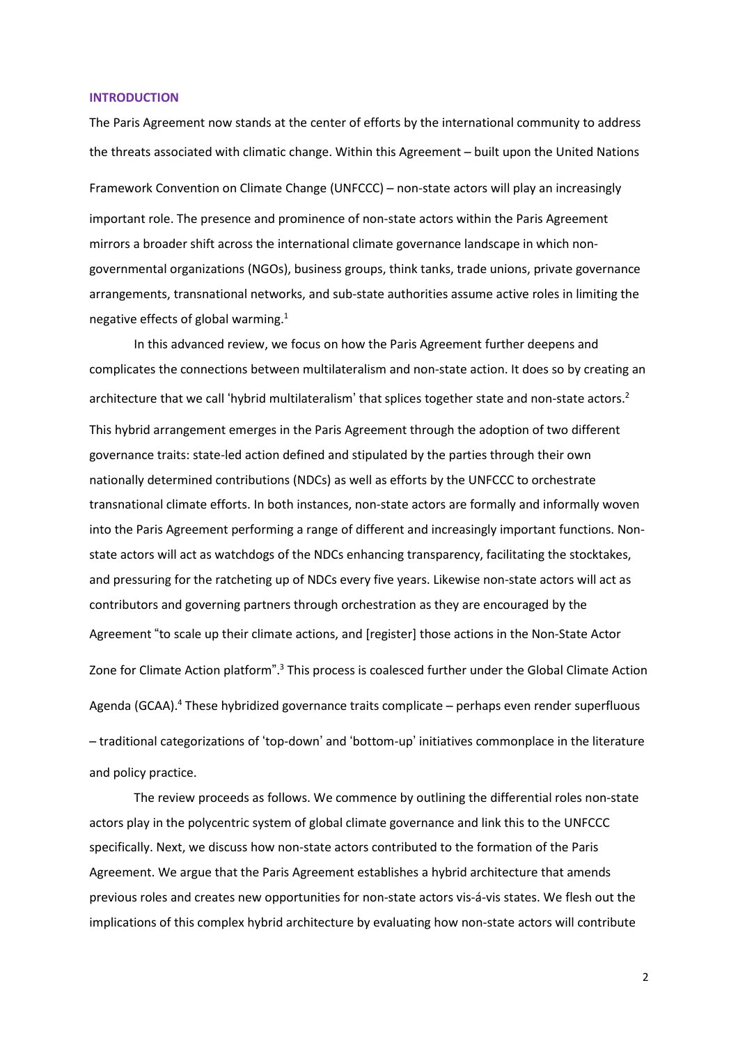## INTRODUCTION

The Paris Agreement now stands at the center of efforts by the international community to address the threats associated with climatic change. Within this Agreement – built upon the United Nations Framework Convention on Climate Change (UNFCCC) – non-state actors will play an increasingly important role. The presence and prominence of non-state actors within the Paris Agreement mirrors a broader shift across the international climate governance landscape in which non-governmental organizations (NGOs), business groups, think tanks, trade unions, private governance arrangements, transnational networks, and sub-state authorities assume active roles in limiting the negative effects of global warming.[1]

In this advanced review, we focus on how the Paris Agreement further deepens and complicates the connections between multilateralism and non-state action. It does so by creating an architecture that we call 'hybrid multilateralism' that splices together state and non-state actors.[2] This hybrid arrangement emerges in the Paris Agreement through the adoption of two different governance traits: state-led action defined and stipulated by the parties through their own nationally determined contributions (NDCs) as well as efforts by the UNFCCC to orchestrate transnational climate efforts. In both instances, non-state actors are formally and informally woven into the Paris Agreement performing a range of different and increasingly important functions. Non-state actors will act as watchdogs of the NDCs enhancing transparency, facilitating the stocktakes, and pressuring for the ratcheting up of NDCs every five years. Likewise non-state actors will act as contributors and governing partners through orchestration as they are encouraged by the Agreement "to scale up their climate actions, and [register] those actions in the Non-State Actor Zone for Climate Action platform".[3] This process is coalesced further under the Global Climate Action Agenda (GCAA).[4] These hybridized governance traits complicate – perhaps even render superfluous – traditional categorizations of 'top-down' and 'bottom-up' initiatives commonplace in the literature and policy practice.

The review proceeds as follows. We commence by outlining the differential roles non-state actors play in the polycentric system of global climate governance and link this to the UNFCCC specifically. Next, we discuss how non-state actors contributed to the formation of the Paris Agreement. We argue that the Paris Agreement establishes a hybrid architecture that amends previous roles and creates new opportunities for non-state actors vis-á-vis states. We flesh out the implications of this complex hybrid architecture by evaluating how non-state actors will contribute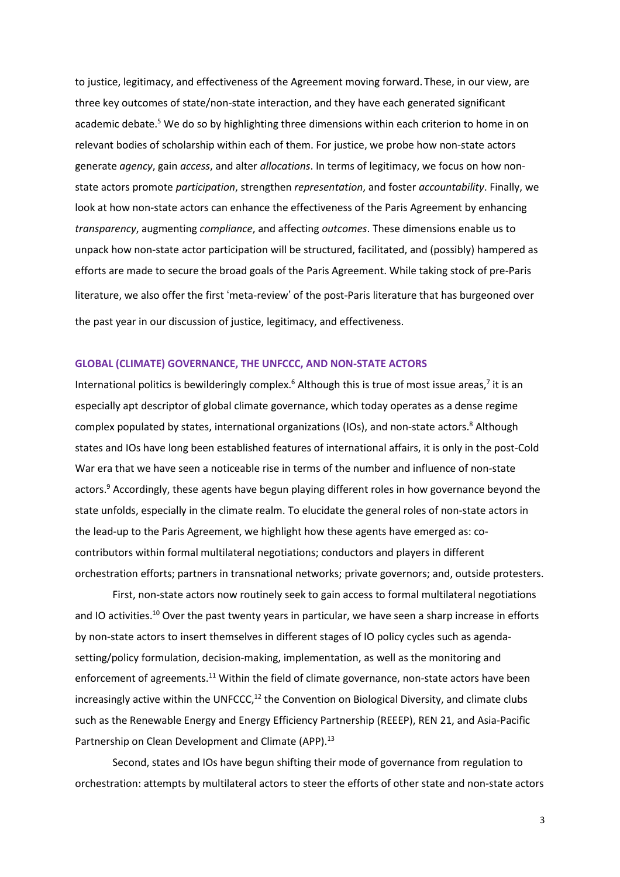to justice, legitimacy, and effectiveness of the Agreement moving forward. These, in our view, are three key outcomes of state/non-state interaction, and they have each generated significant academic debate.[5] We do so by highlighting three dimensions within each criterion to home in on relevant bodies of scholarship within each of them. For justice, we probe how non-state actors generate *agency*, gain *access*, and alter *allocations*. In terms of legitimacy, we focus on how non-state actors promote *participation*, strengthen *representation*, and foster *accountability*. Finally, we look at how non-state actors can enhance the effectiveness of the Paris Agreement by enhancing *transparency*, augmenting *compliance*, and affecting *outcomes*. These dimensions enable us to unpack how non-state actor participation will be structured, facilitated, and (possibly) hampered as efforts are made to secure the broad goals of the Paris Agreement. While taking stock of pre-Paris literature, we also offer the first 'meta-review' of the post-Paris literature that has burgeoned over the past year in our discussion of justice, legitimacy, and effectiveness.

## GLOBAL (CLIMATE) GOVERNANCE, THE UNFCCC, AND NON-STATE ACTORS

International politics is bewilderingly complex.[6] Although this is true of most issue areas,[7] it is an especially apt descriptor of global climate governance, which today operates as a dense regime complex populated by states, international organizations (IOs), and non-state actors.[8] Although states and IOs have long been established features of international affairs, it is only in the post-Cold War era that we have seen a noticeable rise in terms of the number and influence of non-state actors.[9] Accordingly, these agents have begun playing different roles in how governance beyond the state unfolds, especially in the climate realm. To elucidate the general roles of non-state actors in the lead-up to the Paris Agreement, we highlight how these agents have emerged as: co-contributors within formal multilateral negotiations; conductors and players in different orchestration efforts; partners in transnational networks; private governors; and, outside protesters.

First, non-state actors now routinely seek to gain access to formal multilateral negotiations and IO activities.[10] Over the past twenty years in particular, we have seen a sharp increase in efforts by non-state actors to insert themselves in different stages of IO policy cycles such as agenda-setting/policy formulation, decision-making, implementation, as well as the monitoring and enforcement of agreements.[11] Within the field of climate governance, non-state actors have been increasingly active within the UNFCCC,[12] the Convention on Biological Diversity, and climate clubs such as the Renewable Energy and Energy Efficiency Partnership (REEEP), REN 21, and Asia-Pacific Partnership on Clean Development and Climate (APP).[13]

Second, states and IOs have begun shifting their mode of governance from regulation to orchestration: attempts by multilateral actors to steer the efforts of other state and non-state actors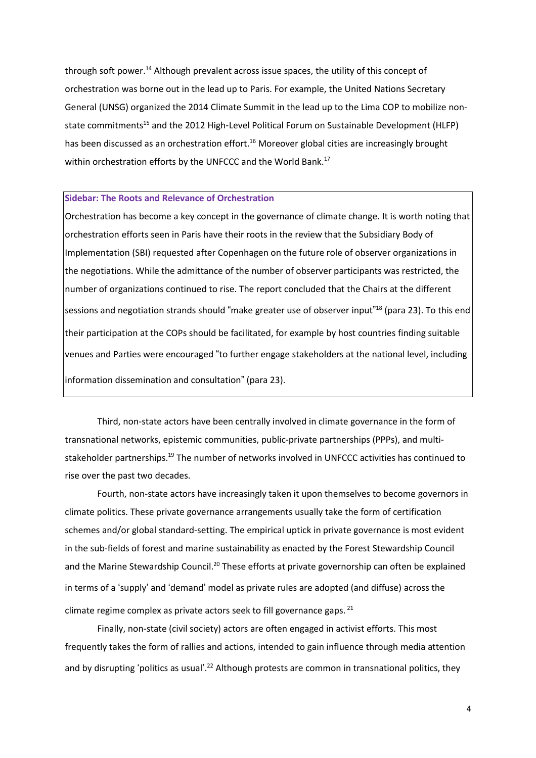through soft power.[14] Although prevalent across issue spaces, the utility of this concept of orchestration was borne out in the lead up to Paris. For example, the United Nations Secretary General (UNSG) organized the 2014 Climate Summit in the lead up to the Lima COP to mobilize non-state commitments[15] and the 2012 High-Level Political Forum on Sustainable Development (HLFP) has been discussed as an orchestration effort.[16] Moreover global cities are increasingly brought within orchestration efforts by the UNFCCC and the World Bank.[17]

> **Sidebar: The Roots and Relevance of Orchestration**
>
> Orchestration has become a key concept in the governance of climate change. It is worth noting that orchestration efforts seen in Paris have their roots in the review that the Subsidiary Body of Implementation (SBI) requested after Copenhagen on the future role of observer organizations in the negotiations. While the admittance of the number of observer participants was restricted, the number of organizations continued to rise. The report concluded that the Chairs at the different sessions and negotiation strands should "make greater use of observer input"[18] (para 23). To this end their participation at the COPs should be facilitated, for example by host countries finding suitable venues and Parties were encouraged "to further engage stakeholders at the national level, including information dissemination and consultation" (para 23).

Third, non-state actors have been centrally involved in climate governance in the form of transnational networks, epistemic communities, public-private partnerships (PPPs), and multi-stakeholder partnerships.[19] The number of networks involved in UNFCCC activities has continued to rise over the past two decades.

Fourth, non-state actors have increasingly taken it upon themselves to become governors in climate politics. These private governance arrangements usually take the form of certification schemes and/or global standard-setting. The empirical uptick in private governance is most evident in the sub-fields of forest and marine sustainability as enacted by the Forest Stewardship Council and the Marine Stewardship Council.[20] These efforts at private governorship can often be explained in terms of a 'supply' and 'demand' model as private rules are adopted (and diffuse) across the climate regime complex as private actors seek to fill governance gaps.[21]

Finally, non-state (civil society) actors are often engaged in activist efforts. This most frequently takes the form of rallies and actions, intended to gain influence through media attention and by disrupting 'politics as usual'.[22] Although protests are common in transnational politics, they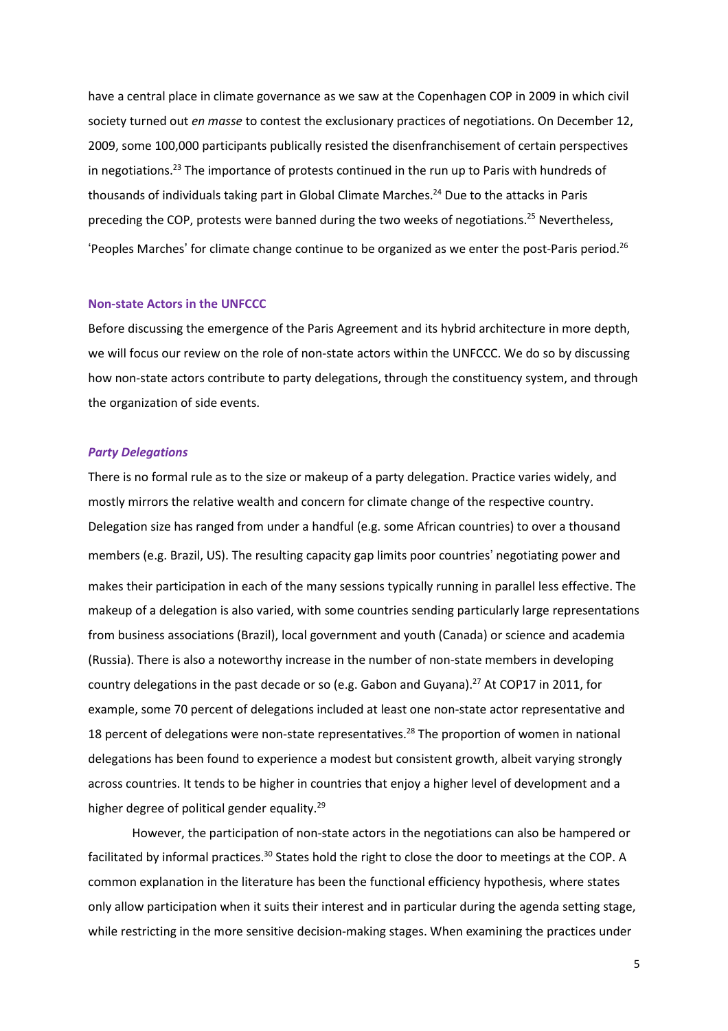have a central place in climate governance as we saw at the Copenhagen COP in 2009 in which civil society turned out *en masse* to contest the exclusionary practices of negotiations. On December 12, 2009, some 100,000 participants publically resisted the disenfranchisement of certain perspectives in negotiations.[23] The importance of protests continued in the run up to Paris with hundreds of thousands of individuals taking part in Global Climate Marches.[24] Due to the attacks in Paris preceding the COP, protests were banned during the two weeks of negotiations.[25] Nevertheless, 'Peoples Marches' for climate change continue to be organized as we enter the post-Paris period.[26]

## Non-state Actors in the UNFCCC

Before discussing the emergence of the Paris Agreement and its hybrid architecture in more depth, we will focus our review on the role of non-state actors within the UNFCCC. We do so by discussing how non-state actors contribute to party delegations, through the constituency system, and through the organization of side events.

### *Party Delegations*

There is no formal rule as to the size or makeup of a party delegation. Practice varies widely, and mostly mirrors the relative wealth and concern for climate change of the respective country. Delegation size has ranged from under a handful (e.g. some African countries) to over a thousand members (e.g. Brazil, US). The resulting capacity gap limits poor countries' negotiating power and makes their participation in each of the many sessions typically running in parallel less effective. The makeup of a delegation is also varied, with some countries sending particularly large representations from business associations (Brazil), local government and youth (Canada) or science and academia (Russia). There is also a noteworthy increase in the number of non-state members in developing country delegations in the past decade or so (e.g. Gabon and Guyana).[27] At COP17 in 2011, for example, some 70 percent of delegations included at least one non-state actor representative and 18 percent of delegations were non-state representatives.[28] The proportion of women in national delegations has been found to experience a modest but consistent growth, albeit varying strongly across countries. It tends to be higher in countries that enjoy a higher level of development and a higher degree of political gender equality.[29]

However, the participation of non-state actors in the negotiations can also be hampered or facilitated by informal practices.[30] States hold the right to close the door to meetings at the COP. A common explanation in the literature has been the functional efficiency hypothesis, where states only allow participation when it suits their interest and in particular during the agenda setting stage, while restricting in the more sensitive decision-making stages. When examining the practices under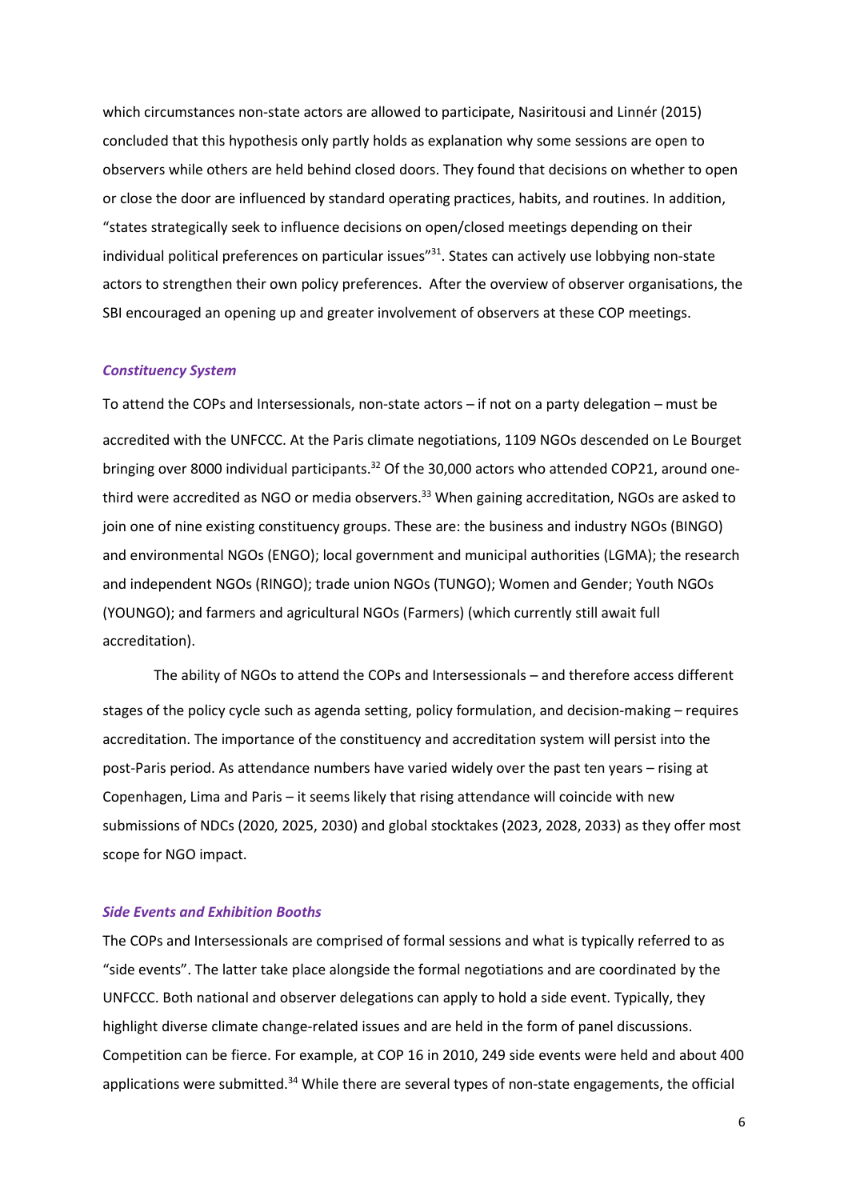which circumstances non-state actors are allowed to participate, Nasiritousi and Linnér (2015) concluded that this hypothesis only partly holds as explanation why some sessions are open to observers while others are held behind closed doors. They found that decisions on whether to open or close the door are influenced by standard operating practices, habits, and routines. In addition, "states strategically seek to influence decisions on open/closed meetings depending on their individual political preferences on particular issues"[31]. States can actively use lobbying non-state actors to strengthen their own policy preferences. After the overview of observer organisations, the SBI encouraged an opening up and greater involvement of observers at these COP meetings.

### *Constituency System*

To attend the COPs and Intersessionals, non-state actors – if not on a party delegation – must be accredited with the UNFCCC. At the Paris climate negotiations, 1109 NGOs descended on Le Bourget bringing over 8000 individual participants.[32] Of the 30,000 actors who attended COP21, around one-third were accredited as NGO or media observers.[33] When gaining accreditation, NGOs are asked to join one of nine existing constituency groups. These are: the business and industry NGOs (BINGO) and environmental NGOs (ENGO); local government and municipal authorities (LGMA); the research and independent NGOs (RINGO); trade union NGOs (TUNGO); Women and Gender; Youth NGOs (YOUNGO); and farmers and agricultural NGOs (Farmers) (which currently still await full accreditation).

The ability of NGOs to attend the COPs and Intersessionals – and therefore access different stages of the policy cycle such as agenda setting, policy formulation, and decision-making – requires accreditation. The importance of the constituency and accreditation system will persist into the post-Paris period. As attendance numbers have varied widely over the past ten years – rising at Copenhagen, Lima and Paris – it seems likely that rising attendance will coincide with new submissions of NDCs (2020, 2025, 2030) and global stocktakes (2023, 2028, 2033) as they offer most scope for NGO impact.

### *Side Events and Exhibition Booths*

The COPs and Intersessionals are comprised of formal sessions and what is typically referred to as "side events". The latter take place alongside the formal negotiations and are coordinated by the UNFCCC. Both national and observer delegations can apply to hold a side event. Typically, they highlight diverse climate change-related issues and are held in the form of panel discussions. Competition can be fierce. For example, at COP 16 in 2010, 249 side events were held and about 400 applications were submitted.[34] While there are several types of non-state engagements, the official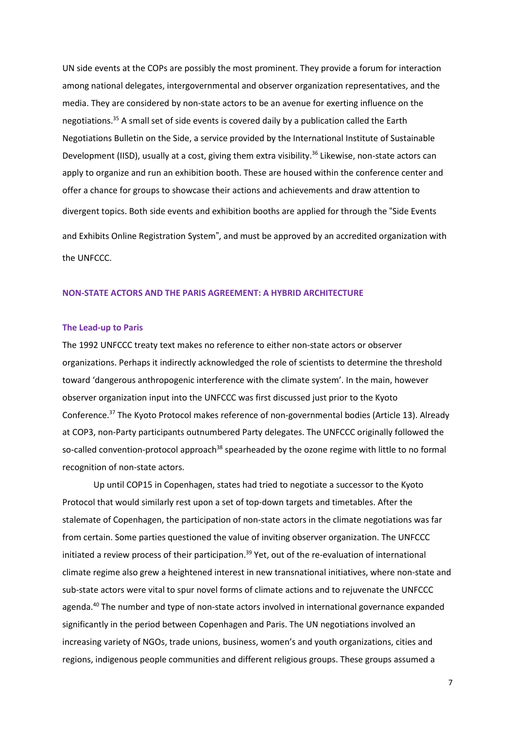UN side events at the COPs are possibly the most prominent. They provide a forum for interaction among national delegates, intergovernmental and observer organization representatives, and the media. They are considered by non-state actors to be an avenue for exerting influence on the negotiations.[35] A small set of side events is covered daily by a publication called the Earth Negotiations Bulletin on the Side, a service provided by the International Institute of Sustainable Development (IISD), usually at a cost, giving them extra visibility.[36] Likewise, non-state actors can apply to organize and run an exhibition booth. These are housed within the conference center and offer a chance for groups to showcase their actions and achievements and draw attention to divergent topics. Both side events and exhibition booths are applied for through the "Side Events and Exhibits Online Registration System", and must be approved by an accredited organization with the UNFCCC.

## NON-STATE ACTORS AND THE PARIS AGREEMENT: A HYBRID ARCHITECTURE

### The Lead-up to Paris

The 1992 UNFCCC treaty text makes no reference to either non-state actors or observer organizations. Perhaps it indirectly acknowledged the role of scientists to determine the threshold toward 'dangerous anthropogenic interference with the climate system'. In the main, however observer organization input into the UNFCCC was first discussed just prior to the Kyoto Conference.[37] The Kyoto Protocol makes reference of non-governmental bodies (Article 13). Already at COP3, non-Party participants outnumbered Party delegates. The UNFCCC originally followed the so-called convention-protocol approach[38] spearheaded by the ozone regime with little to no formal recognition of non-state actors.

Up until COP15 in Copenhagen, states had tried to negotiate a successor to the Kyoto Protocol that would similarly rest upon a set of top-down targets and timetables. After the stalemate of Copenhagen, the participation of non-state actors in the climate negotiations was far from certain. Some parties questioned the value of inviting observer organization. The UNFCCC initiated a review process of their participation.[39] Yet, out of the re-evaluation of international climate regime also grew a heightened interest in new transnational initiatives, where non-state and sub-state actors were vital to spur novel forms of climate actions and to rejuvenate the UNFCCC agenda.[40] The number and type of non-state actors involved in international governance expanded significantly in the period between Copenhagen and Paris. The UN negotiations involved an increasing variety of NGOs, trade unions, business, women's and youth organizations, cities and regions, indigenous people communities and different religious groups. These groups assumed a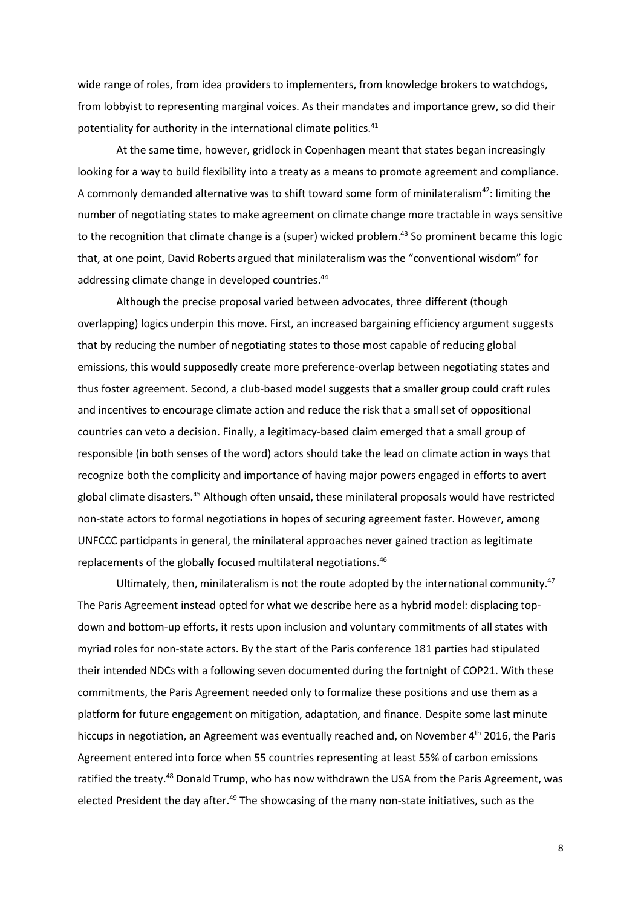wide range of roles, from idea providers to implementers, from knowledge brokers to watchdogs, from lobbyist to representing marginal voices. As their mandates and importance grew, so did their potentiality for authority in the international climate politics.[41]

At the same time, however, gridlock in Copenhagen meant that states began increasingly looking for a way to build flexibility into a treaty as a means to promote agreement and compliance. A commonly demanded alternative was to shift toward some form of minilateralism[42]: limiting the number of negotiating states to make agreement on climate change more tractable in ways sensitive to the recognition that climate change is a (super) wicked problem.[43] So prominent became this logic that, at one point, David Roberts argued that minilateralism was the "conventional wisdom" for addressing climate change in developed countries.[44]

Although the precise proposal varied between advocates, three different (though overlapping) logics underpin this move. First, an increased bargaining efficiency argument suggests that by reducing the number of negotiating states to those most capable of reducing global emissions, this would supposedly create more preference-overlap between negotiating states and thus foster agreement. Second, a club-based model suggests that a smaller group could craft rules and incentives to encourage climate action and reduce the risk that a small set of oppositional countries can veto a decision. Finally, a legitimacy-based claim emerged that a small group of responsible (in both senses of the word) actors should take the lead on climate action in ways that recognize both the complicity and importance of having major powers engaged in efforts to avert global climate disasters.[45] Although often unsaid, these minilateral proposals would have restricted non-state actors to formal negotiations in hopes of securing agreement faster. However, among UNFCCC participants in general, the minilateral approaches never gained traction as legitimate replacements of the globally focused multilateral negotiations.[46]

Ultimately, then, minilateralism is not the route adopted by the international community.[47] The Paris Agreement instead opted for what we describe here as a hybrid model: displacing top-down and bottom-up efforts, it rests upon inclusion and voluntary commitments of all states with myriad roles for non-state actors. By the start of the Paris conference 181 parties had stipulated their intended NDCs with a following seven documented during the fortnight of COP21. With these commitments, the Paris Agreement needed only to formalize these positions and use them as a platform for future engagement on mitigation, adaptation, and finance. Despite some last minute hiccups in negotiation, an Agreement was eventually reached and, on November 4th 2016, the Paris Agreement entered into force when 55 countries representing at least 55% of carbon emissions ratified the treaty.[48] Donald Trump, who has now withdrawn the USA from the Paris Agreement, was elected President the day after.[49] The showcasing of the many non-state initiatives, such as the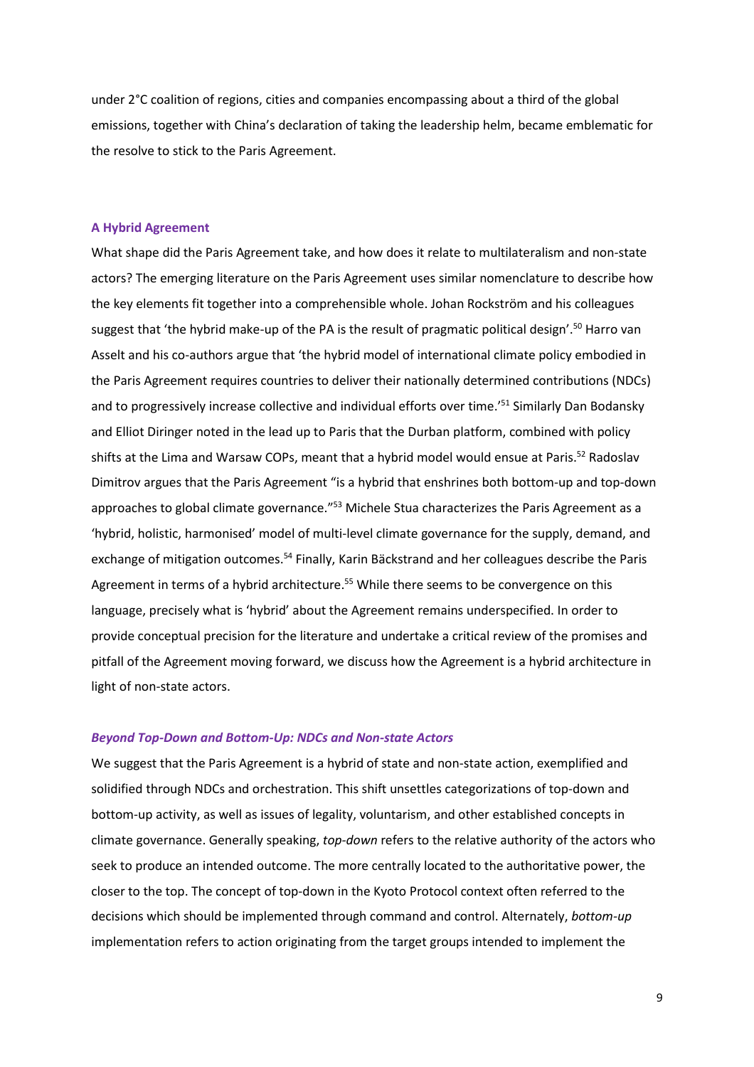under 2°C coalition of regions, cities and companies encompassing about a third of the global emissions, together with China's declaration of taking the leadership helm, became emblematic for the resolve to stick to the Paris Agreement.

## A Hybrid Agreement

What shape did the Paris Agreement take, and how does it relate to multilateralism and non-state actors? The emerging literature on the Paris Agreement uses similar nomenclature to describe how the key elements fit together into a comprehensible whole. Johan Rockström and his colleagues suggest that 'the hybrid make-up of the PA is the result of pragmatic political design'.[50] Harro van Asselt and his co-authors argue that 'the hybrid model of international climate policy embodied in the Paris Agreement requires countries to deliver their nationally determined contributions (NDCs) and to progressively increase collective and individual efforts over time.'[51] Similarly Dan Bodansky and Elliot Diringer noted in the lead up to Paris that the Durban platform, combined with policy shifts at the Lima and Warsaw COPs, meant that a hybrid model would ensue at Paris.[52] Radoslav Dimitrov argues that the Paris Agreement "is a hybrid that enshrines both bottom-up and top-down approaches to global climate governance."[53] Michele Stua characterizes the Paris Agreement as a 'hybrid, holistic, harmonised' model of multi-level climate governance for the supply, demand, and exchange of mitigation outcomes.[54] Finally, Karin Bäckstrand and her colleagues describe the Paris Agreement in terms of a hybrid architecture.[55] While there seems to be convergence on this language, precisely what is 'hybrid' about the Agreement remains underspecified. In order to provide conceptual precision for the literature and undertake a critical review of the promises and pitfall of the Agreement moving forward, we discuss how the Agreement is a hybrid architecture in light of non-state actors.

### *Beyond Top-Down and Bottom-Up: NDCs and Non-state Actors*

We suggest that the Paris Agreement is a hybrid of state and non-state action, exemplified and solidified through NDCs and orchestration. This shift unsettles categorizations of top-down and bottom-up activity, as well as issues of legality, voluntarism, and other established concepts in climate governance. Generally speaking, *top-down* refers to the relative authority of the actors who seek to produce an intended outcome. The more centrally located to the authoritative power, the closer to the top. The concept of top-down in the Kyoto Protocol context often referred to the decisions which should be implemented through command and control. Alternately, *bottom-up* implementation refers to action originating from the target groups intended to implement the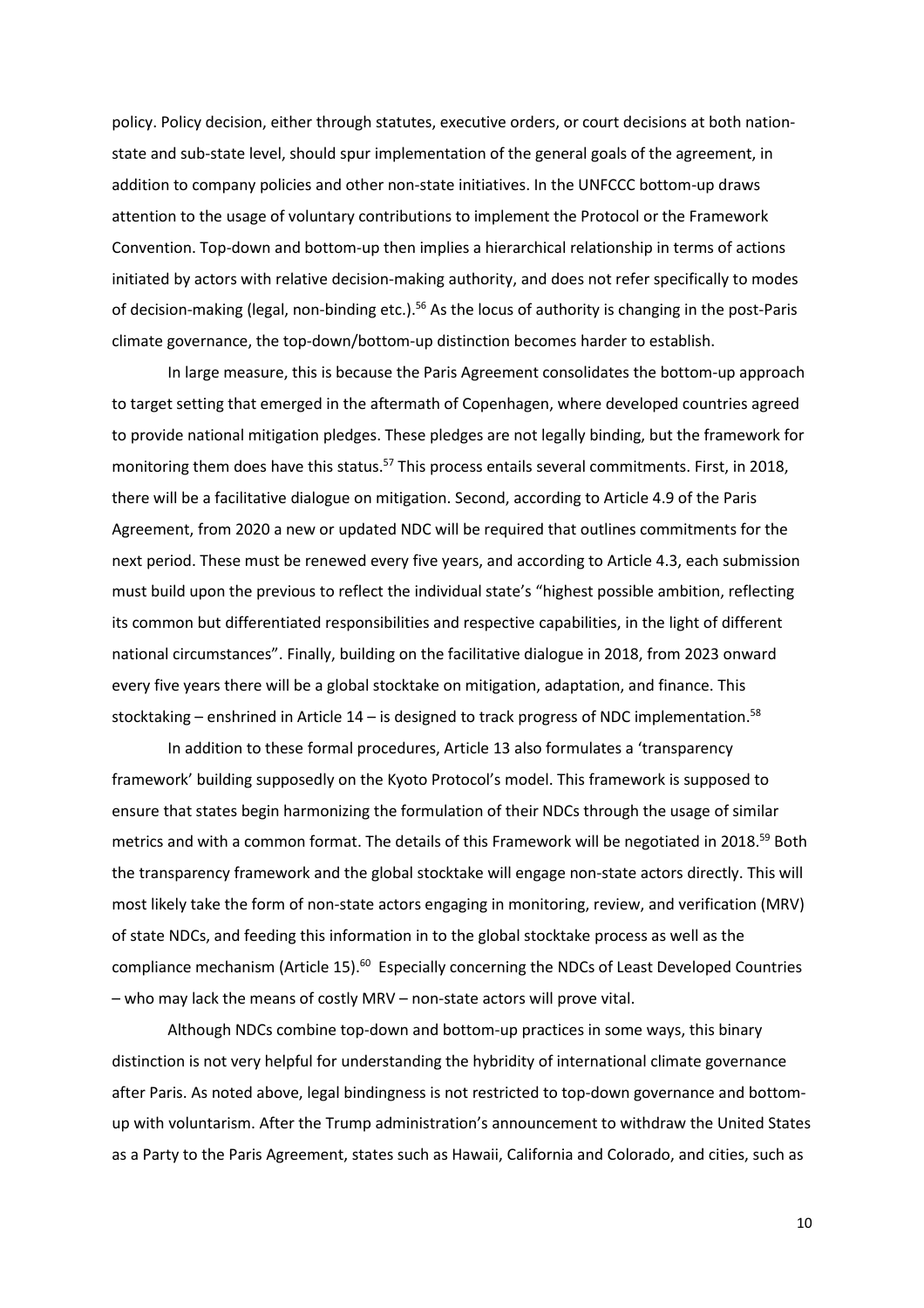policy. Policy decision, either through statutes, executive orders, or court decisions at both nation-state and sub-state level, should spur implementation of the general goals of the agreement, in addition to company policies and other non-state initiatives. In the UNFCCC bottom-up draws attention to the usage of voluntary contributions to implement the Protocol or the Framework Convention. Top-down and bottom-up then implies a hierarchical relationship in terms of actions initiated by actors with relative decision-making authority, and does not refer specifically to modes of decision-making (legal, non-binding etc.).[56] As the locus of authority is changing in the post-Paris climate governance, the top-down/bottom-up distinction becomes harder to establish.

In large measure, this is because the Paris Agreement consolidates the bottom-up approach to target setting that emerged in the aftermath of Copenhagen, where developed countries agreed to provide national mitigation pledges. These pledges are not legally binding, but the framework for monitoring them does have this status.[57] This process entails several commitments. First, in 2018, there will be a facilitative dialogue on mitigation. Second, according to Article 4.9 of the Paris Agreement, from 2020 a new or updated NDC will be required that outlines commitments for the next period. These must be renewed every five years, and according to Article 4.3, each submission must build upon the previous to reflect the individual state's "highest possible ambition, reflecting its common but differentiated responsibilities and respective capabilities, in the light of different national circumstances". Finally, building on the facilitative dialogue in 2018, from 2023 onward every five years there will be a global stocktake on mitigation, adaptation, and finance. This stocktaking – enshrined in Article 14 – is designed to track progress of NDC implementation.[58]

In addition to these formal procedures, Article 13 also formulates a 'transparency framework' building supposedly on the Kyoto Protocol's model. This framework is supposed to ensure that states begin harmonizing the formulation of their NDCs through the usage of similar metrics and with a common format. The details of this Framework will be negotiated in 2018.[59] Both the transparency framework and the global stocktake will engage non-state actors directly. This will most likely take the form of non-state actors engaging in monitoring, review, and verification (MRV) of state NDCs, and feeding this information in to the global stocktake process as well as the compliance mechanism (Article 15).[60] Especially concerning the NDCs of Least Developed Countries – who may lack the means of costly MRV – non-state actors will prove vital.

Although NDCs combine top-down and bottom-up practices in some ways, this binary distinction is not very helpful for understanding the hybridity of international climate governance after Paris. As noted above, legal bindingness is not restricted to top-down governance and bottom-up with voluntarism. After the Trump administration's announcement to withdraw the United States as a Party to the Paris Agreement, states such as Hawaii, California and Colorado, and cities, such as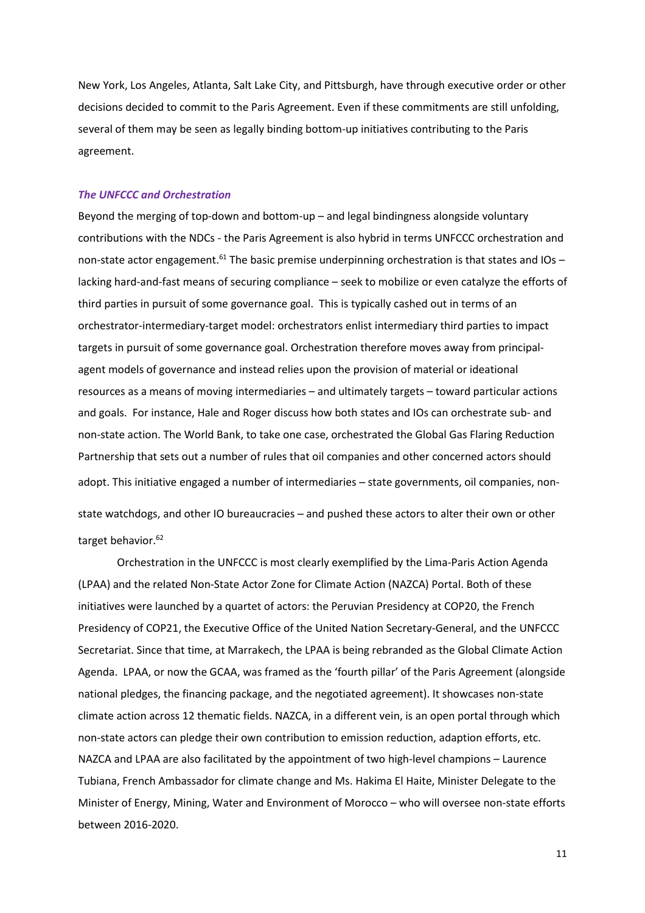New York, Los Angeles, Atlanta, Salt Lake City, and Pittsburgh, have through executive order or other decisions decided to commit to the Paris Agreement. Even if these commitments are still unfolding, several of them may be seen as legally binding bottom-up initiatives contributing to the Paris agreement.

### *The UNFCCC and Orchestration*

Beyond the merging of top-down and bottom-up – and legal bindingness alongside voluntary contributions with the NDCs - the Paris Agreement is also hybrid in terms UNFCCC orchestration and non-state actor engagement.[61] The basic premise underpinning orchestration is that states and IOs – lacking hard-and-fast means of securing compliance – seek to mobilize or even catalyze the efforts of third parties in pursuit of some governance goal. This is typically cashed out in terms of an orchestrator-intermediary-target model: orchestrators enlist intermediary third parties to impact targets in pursuit of some governance goal. Orchestration therefore moves away from principal-agent models of governance and instead relies upon the provision of material or ideational resources as a means of moving intermediaries – and ultimately targets – toward particular actions and goals. For instance, Hale and Roger discuss how both states and IOs can orchestrate sub- and non-state action. The World Bank, to take one case, orchestrated the Global Gas Flaring Reduction Partnership that sets out a number of rules that oil companies and other concerned actors should adopt. This initiative engaged a number of intermediaries – state governments, oil companies, non-state watchdogs, and other IO bureaucracies – and pushed these actors to alter their own or other target behavior.[62]

Orchestration in the UNFCCC is most clearly exemplified by the Lima-Paris Action Agenda (LPAA) and the related Non-State Actor Zone for Climate Action (NAZCA) Portal. Both of these initiatives were launched by a quartet of actors: the Peruvian Presidency at COP20, the French Presidency of COP21, the Executive Office of the United Nation Secretary-General, and the UNFCCC Secretariat. Since that time, at Marrakech, the LPAA is being rebranded as the Global Climate Action Agenda. LPAA, or now the GCAA, was framed as the 'fourth pillar' of the Paris Agreement (alongside national pledges, the financing package, and the negotiated agreement). It showcases non-state climate action across 12 thematic fields. NAZCA, in a different vein, is an open portal through which non-state actors can pledge their own contribution to emission reduction, adaption efforts, etc. NAZCA and LPAA are also facilitated by the appointment of two high-level champions – Laurence Tubiana, French Ambassador for climate change and Ms. Hakima El Haite, Minister Delegate to the Minister of Energy, Mining, Water and Environment of Morocco – who will oversee non-state efforts between 2016-2020.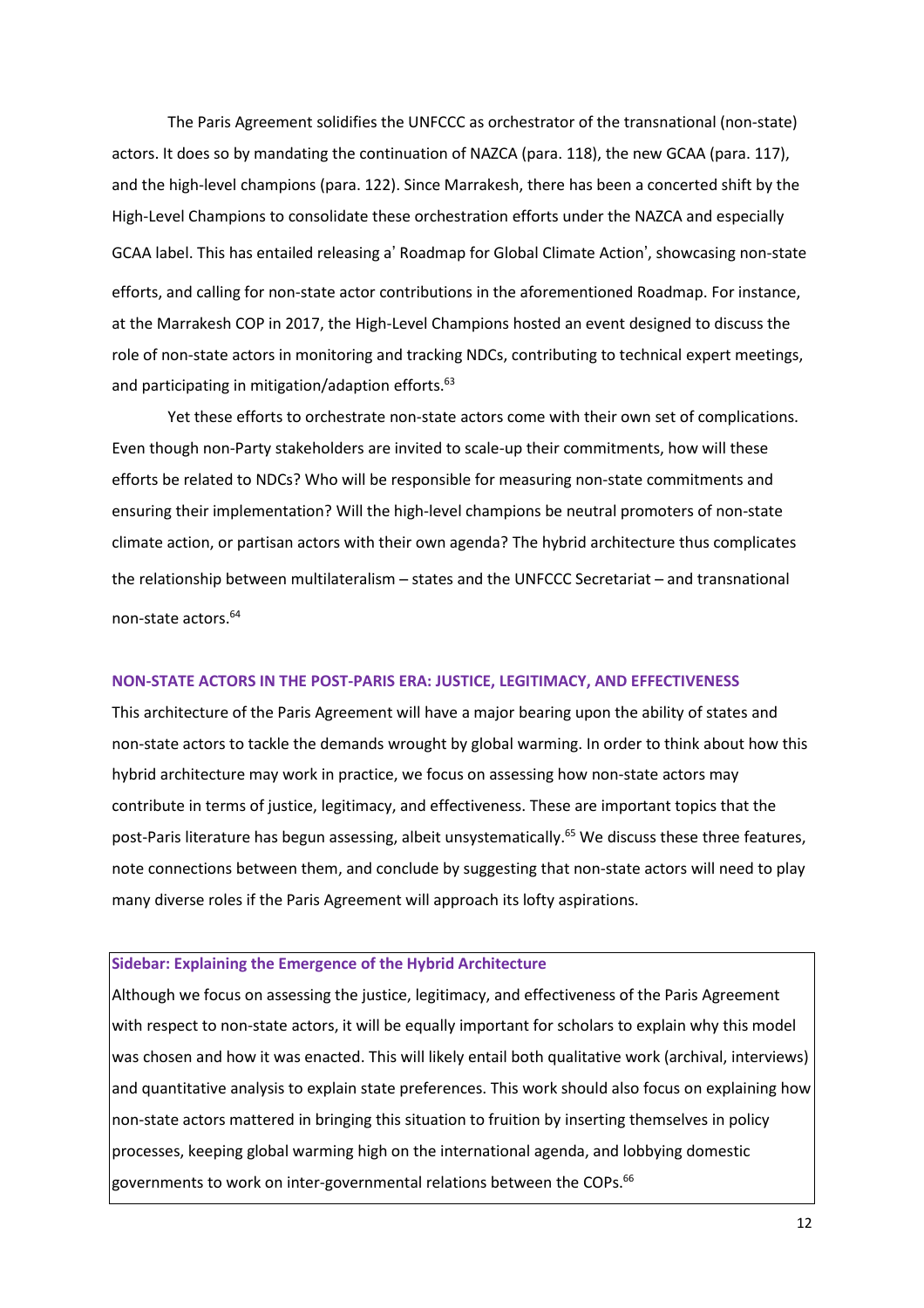The Paris Agreement solidifies the UNFCCC as orchestrator of the transnational (non-state) actors. It does so by mandating the continuation of NAZCA (para. 118), the new GCAA (para. 117), and the high-level champions (para. 122). Since Marrakesh, there has been a concerted shift by the High-Level Champions to consolidate these orchestration efforts under the NAZCA and especially GCAA label. This has entailed releasing a' Roadmap for Global Climate Action', showcasing non-state efforts, and calling for non-state actor contributions in the aforementioned Roadmap. For instance, at the Marrakesh COP in 2017, the High-Level Champions hosted an event designed to discuss the role of non-state actors in monitoring and tracking NDCs, contributing to technical expert meetings, and participating in mitigation/adaption efforts.[63]

Yet these efforts to orchestrate non-state actors come with their own set of complications. Even though non-Party stakeholders are invited to scale-up their commitments, how will these efforts be related to NDCs? Who will be responsible for measuring non-state commitments and ensuring their implementation? Will the high-level champions be neutral promoters of non-state climate action, or partisan actors with their own agenda? The hybrid architecture thus complicates the relationship between multilateralism – states and the UNFCCC Secretariat – and transnational non-state actors.[64]

## NON-STATE ACTORS IN THE POST-PARIS ERA: JUSTICE, LEGITIMACY, AND EFFECTIVENESS

This architecture of the Paris Agreement will have a major bearing upon the ability of states and non-state actors to tackle the demands wrought by global warming. In order to think about how this hybrid architecture may work in practice, we focus on assessing how non-state actors may contribute in terms of justice, legitimacy, and effectiveness. These are important topics that the post-Paris literature has begun assessing, albeit unsystematically.[65] We discuss these three features, note connections between them, and conclude by suggesting that non-state actors will need to play many diverse roles if the Paris Agreement will approach its lofty aspirations.

### Sidebar: Explaining the Emergence of the Hybrid Architecture

Although we focus on assessing the justice, legitimacy, and effectiveness of the Paris Agreement with respect to non-state actors, it will be equally important for scholars to explain why this model was chosen and how it was enacted. This will likely entail both qualitative work (archival, interviews) and quantitative analysis to explain state preferences. This work should also focus on explaining how non-state actors mattered in bringing this situation to fruition by inserting themselves in policy processes, keeping global warming high on the international agenda, and lobbying domestic governments to work on inter-governmental relations between the COPs.[66]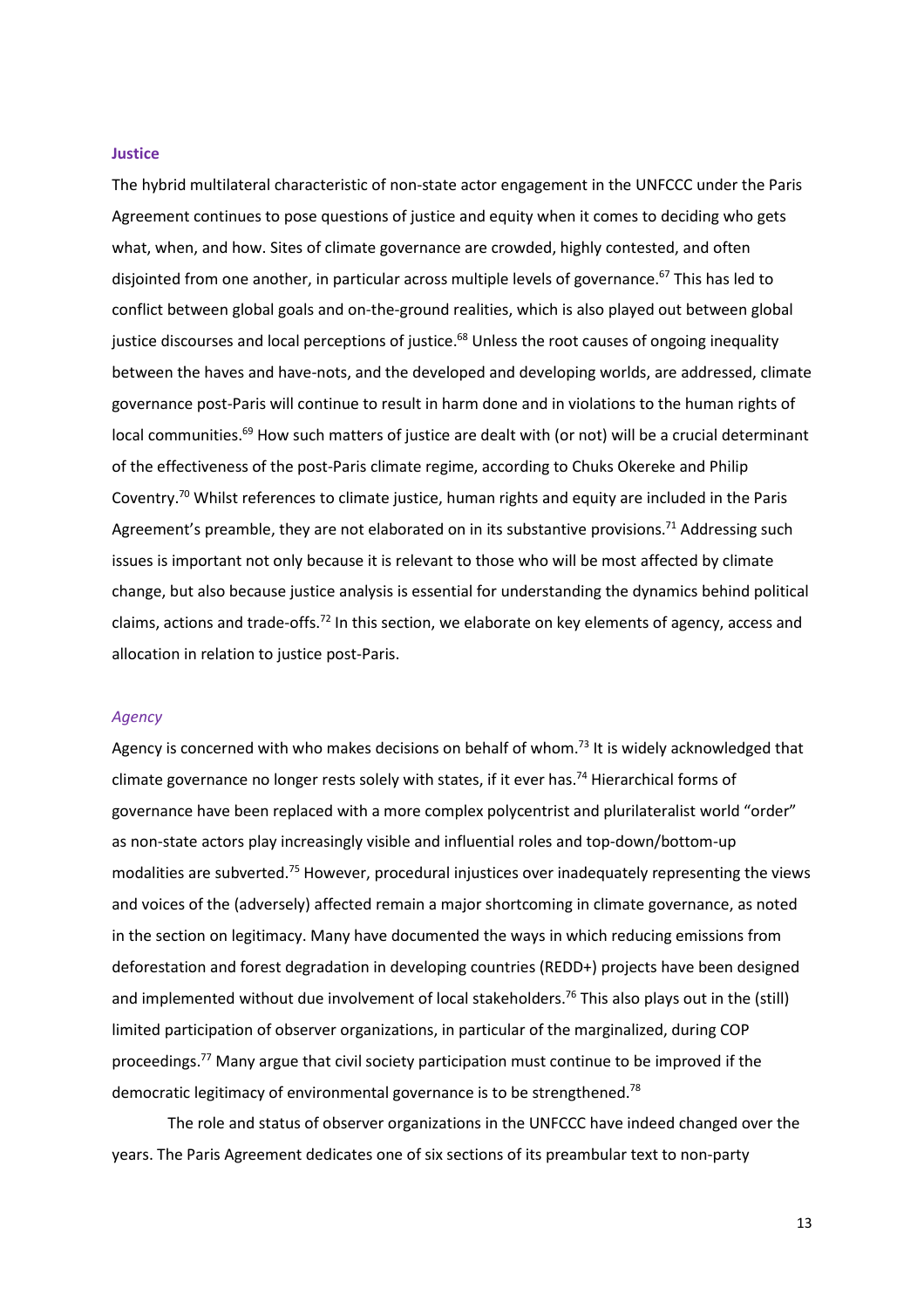## Justice

The hybrid multilateral characteristic of non-state actor engagement in the UNFCCC under the Paris Agreement continues to pose questions of justice and equity when it comes to deciding who gets what, when, and how. Sites of climate governance are crowded, highly contested, and often disjointed from one another, in particular across multiple levels of governance.[67] This has led to conflict between global goals and on-the-ground realities, which is also played out between global justice discourses and local perceptions of justice.[68] Unless the root causes of ongoing inequality between the haves and have-nots, and the developed and developing worlds, are addressed, climate governance post-Paris will continue to result in harm done and in violations to the human rights of local communities.[69] How such matters of justice are dealt with (or not) will be a crucial determinant of the effectiveness of the post-Paris climate regime, according to Chuks Okereke and Philip Coventry.[70] Whilst references to climate justice, human rights and equity are included in the Paris Agreement's preamble, they are not elaborated on in its substantive provisions.[71] Addressing such issues is important not only because it is relevant to those who will be most affected by climate change, but also because justice analysis is essential for understanding the dynamics behind political claims, actions and trade-offs.[72] In this section, we elaborate on key elements of agency, access and allocation in relation to justice post-Paris.

### *Agency*

Agency is concerned with who makes decisions on behalf of whom.[73] It is widely acknowledged that climate governance no longer rests solely with states, if it ever has.[74] Hierarchical forms of governance have been replaced with a more complex polycentrist and plurilateralist world "order" as non-state actors play increasingly visible and influential roles and top-down/bottom-up modalities are subverted.[75] However, procedural injustices over inadequately representing the views and voices of the (adversely) affected remain a major shortcoming in climate governance, as noted in the section on legitimacy. Many have documented the ways in which reducing emissions from deforestation and forest degradation in developing countries (REDD+) projects have been designed and implemented without due involvement of local stakeholders.[76] This also plays out in the (still) limited participation of observer organizations, in particular of the marginalized, during COP proceedings.[77] Many argue that civil society participation must continue to be improved if the democratic legitimacy of environmental governance is to be strengthened.[78]

The role and status of observer organizations in the UNFCCC have indeed changed over the years. The Paris Agreement dedicates one of six sections of its preambular text to non-party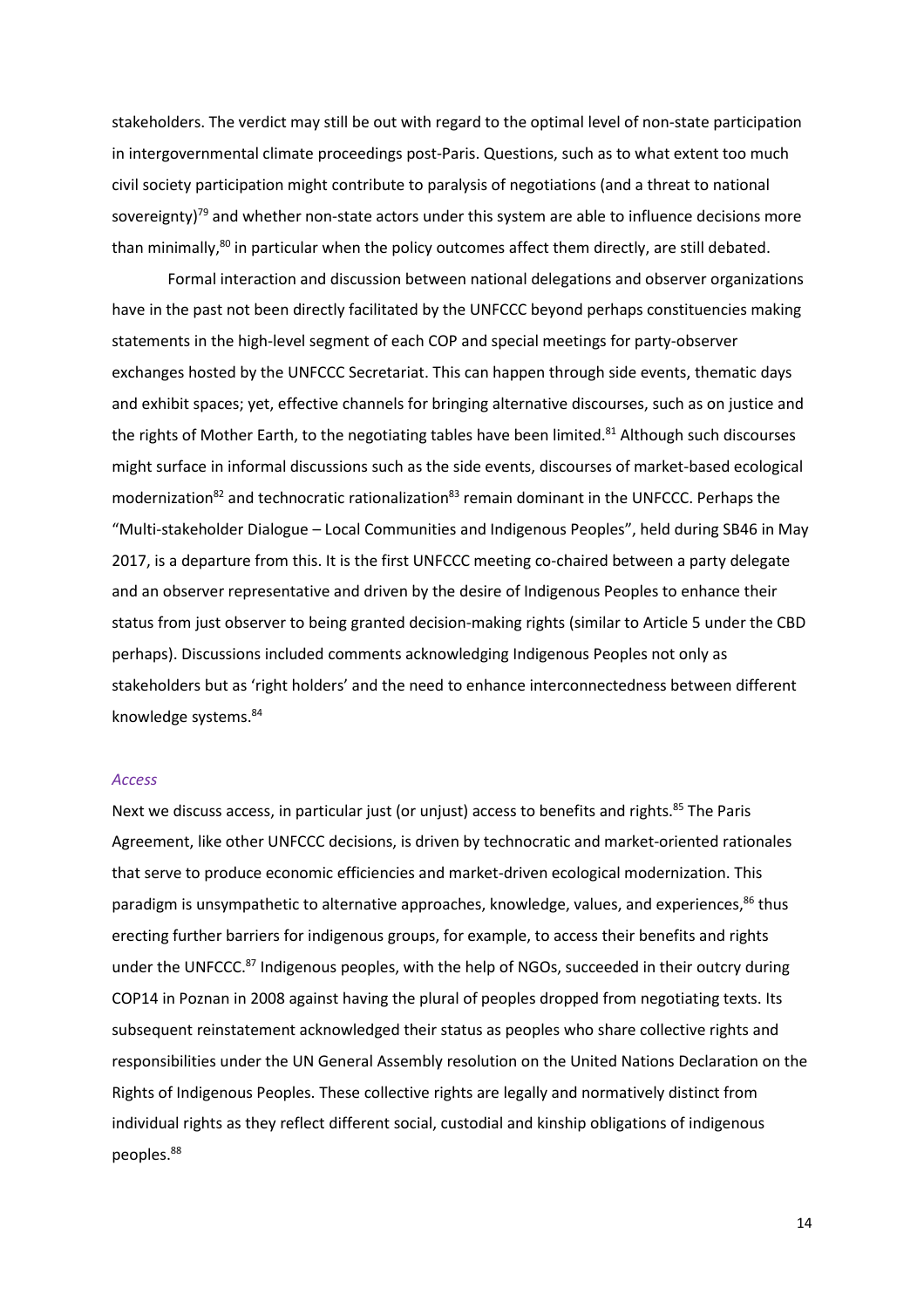stakeholders. The verdict may still be out with regard to the optimal level of non-state participation in intergovernmental climate proceedings post-Paris. Questions, such as to what extent too much civil society participation might contribute to paralysis of negotiations (and a threat to national sovereignty)[79] and whether non-state actors under this system are able to influence decisions more than minimally,[80] in particular when the policy outcomes affect them directly, are still debated.

Formal interaction and discussion between national delegations and observer organizations have in the past not been directly facilitated by the UNFCCC beyond perhaps constituencies making statements in the high-level segment of each COP and special meetings for party-observer exchanges hosted by the UNFCCC Secretariat. This can happen through side events, thematic days and exhibit spaces; yet, effective channels for bringing alternative discourses, such as on justice and the rights of Mother Earth, to the negotiating tables have been limited.[81] Although such discourses might surface in informal discussions such as the side events, discourses of market-based ecological modernization[82] and technocratic rationalization[83] remain dominant in the UNFCCC. Perhaps the "Multi-stakeholder Dialogue – Local Communities and Indigenous Peoples", held during SB46 in May 2017, is a departure from this. It is the first UNFCCC meeting co-chaired between a party delegate and an observer representative and driven by the desire of Indigenous Peoples to enhance their status from just observer to being granted decision-making rights (similar to Article 5 under the CBD perhaps). Discussions included comments acknowledging Indigenous Peoples not only as stakeholders but as 'right holders' and the need to enhance interconnectedness between different knowledge systems.[84]

### *Access*

Next we discuss access, in particular just (or unjust) access to benefits and rights.[85] The Paris Agreement, like other UNFCCC decisions, is driven by technocratic and market-oriented rationales that serve to produce economic efficiencies and market-driven ecological modernization. This paradigm is unsympathetic to alternative approaches, knowledge, values, and experiences,[86] thus erecting further barriers for indigenous groups, for example, to access their benefits and rights under the UNFCCC.[87] Indigenous peoples, with the help of NGOs, succeeded in their outcry during COP14 in Poznan in 2008 against having the plural of peoples dropped from negotiating texts. Its subsequent reinstatement acknowledged their status as peoples who share collective rights and responsibilities under the UN General Assembly resolution on the United Nations Declaration on the Rights of Indigenous Peoples. These collective rights are legally and normatively distinct from individual rights as they reflect different social, custodial and kinship obligations of indigenous peoples.[88]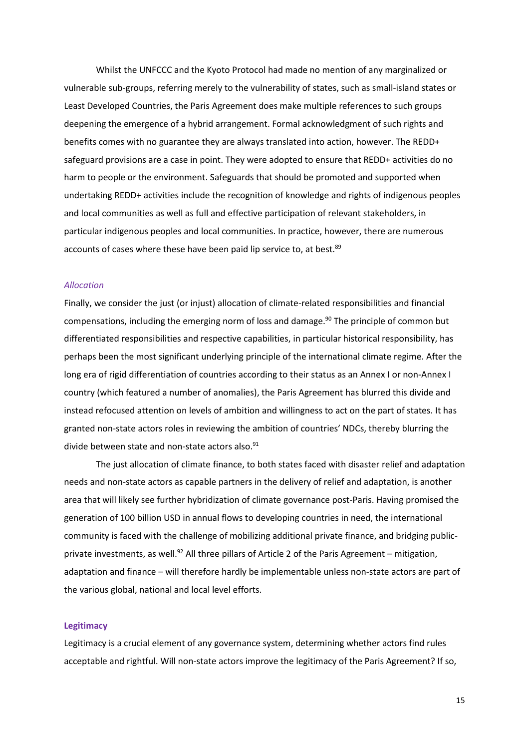Whilst the UNFCCC and the Kyoto Protocol had made no mention of any marginalized or vulnerable sub-groups, referring merely to the vulnerability of states, such as small-island states or Least Developed Countries, the Paris Agreement does make multiple references to such groups deepening the emergence of a hybrid arrangement. Formal acknowledgment of such rights and benefits comes with no guarantee they are always translated into action, however. The REDD+ safeguard provisions are a case in point. They were adopted to ensure that REDD+ activities do no harm to people or the environment. Safeguards that should be promoted and supported when undertaking REDD+ activities include the recognition of knowledge and rights of indigenous peoples and local communities as well as full and effective participation of relevant stakeholders, in particular indigenous peoples and local communities. In practice, however, there are numerous accounts of cases where these have been paid lip service to, at best.[89]

### *Allocation*

Finally, we consider the just (or injust) allocation of climate-related responsibilities and financial compensations, including the emerging norm of loss and damage.[90] The principle of common but differentiated responsibilities and respective capabilities, in particular historical responsibility, has perhaps been the most significant underlying principle of the international climate regime. After the long era of rigid differentiation of countries according to their status as an Annex I or non-Annex I country (which featured a number of anomalies), the Paris Agreement has blurred this divide and instead refocused attention on levels of ambition and willingness to act on the part of states. It has granted non-state actors roles in reviewing the ambition of countries' NDCs, thereby blurring the divide between state and non-state actors also.[91]

The just allocation of climate finance, to both states faced with disaster relief and adaptation needs and non-state actors as capable partners in the delivery of relief and adaptation, is another area that will likely see further hybridization of climate governance post-Paris. Having promised the generation of 100 billion USD in annual flows to developing countries in need, the international community is faced with the challenge of mobilizing additional private finance, and bridging public-private investments, as well.[92] All three pillars of Article 2 of the Paris Agreement – mitigation, adaptation and finance – will therefore hardly be implementable unless non-state actors are part of the various global, national and local level efforts.

## **Legitimacy**

Legitimacy is a crucial element of any governance system, determining whether actors find rules acceptable and rightful. Will non-state actors improve the legitimacy of the Paris Agreement? If so,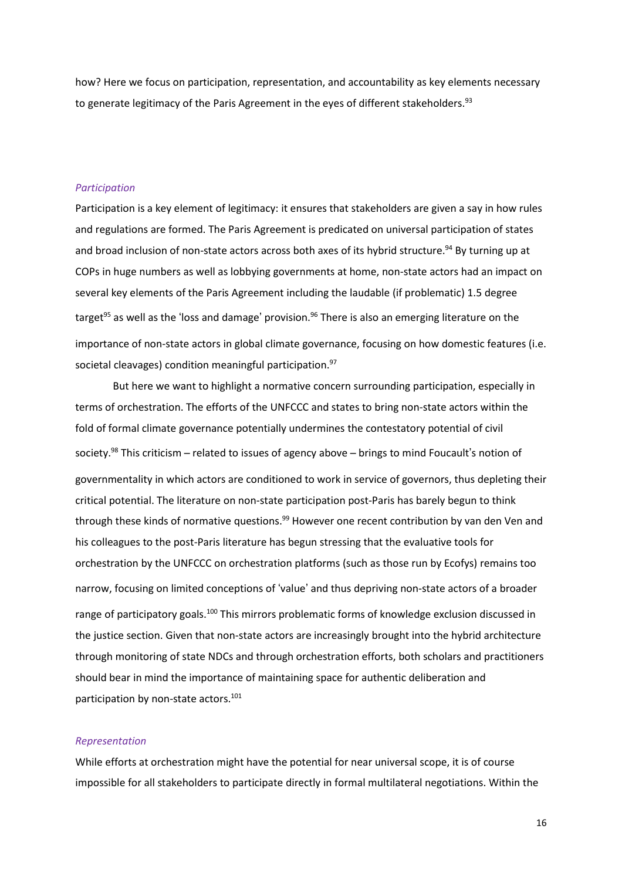how? Here we focus on participation, representation, and accountability as key elements necessary to generate legitimacy of the Paris Agreement in the eyes of different stakeholders.[93]

### *Participation*

Participation is a key element of legitimacy: it ensures that stakeholders are given a say in how rules and regulations are formed. The Paris Agreement is predicated on universal participation of states and broad inclusion of non-state actors across both axes of its hybrid structure.[94] By turning up at COPs in huge numbers as well as lobbying governments at home, non-state actors had an impact on several key elements of the Paris Agreement including the laudable (if problematic) 1.5 degree target[95] as well as the 'loss and damage' provision.[96] There is also an emerging literature on the importance of non-state actors in global climate governance, focusing on how domestic features (i.e. societal cleavages) condition meaningful participation.[97]

But here we want to highlight a normative concern surrounding participation, especially in terms of orchestration. The efforts of the UNFCCC and states to bring non-state actors within the fold of formal climate governance potentially undermines the contestatory potential of civil society.[98] This criticism – related to issues of agency above – brings to mind Foucault's notion of governmentality in which actors are conditioned to work in service of governors, thus depleting their critical potential. The literature on non-state participation post-Paris has barely begun to think through these kinds of normative questions.[99] However one recent contribution by van den Ven and his colleagues to the post-Paris literature has begun stressing that the evaluative tools for orchestration by the UNFCCC on orchestration platforms (such as those run by Ecofys) remains too narrow, focusing on limited conceptions of 'value' and thus depriving non-state actors of a broader range of participatory goals.[100] This mirrors problematic forms of knowledge exclusion discussed in the justice section. Given that non-state actors are increasingly brought into the hybrid architecture through monitoring of state NDCs and through orchestration efforts, both scholars and practitioners should bear in mind the importance of maintaining space for authentic deliberation and participation by non-state actors.[101]

### *Representation*

While efforts at orchestration might have the potential for near universal scope, it is of course impossible for all stakeholders to participate directly in formal multilateral negotiations. Within the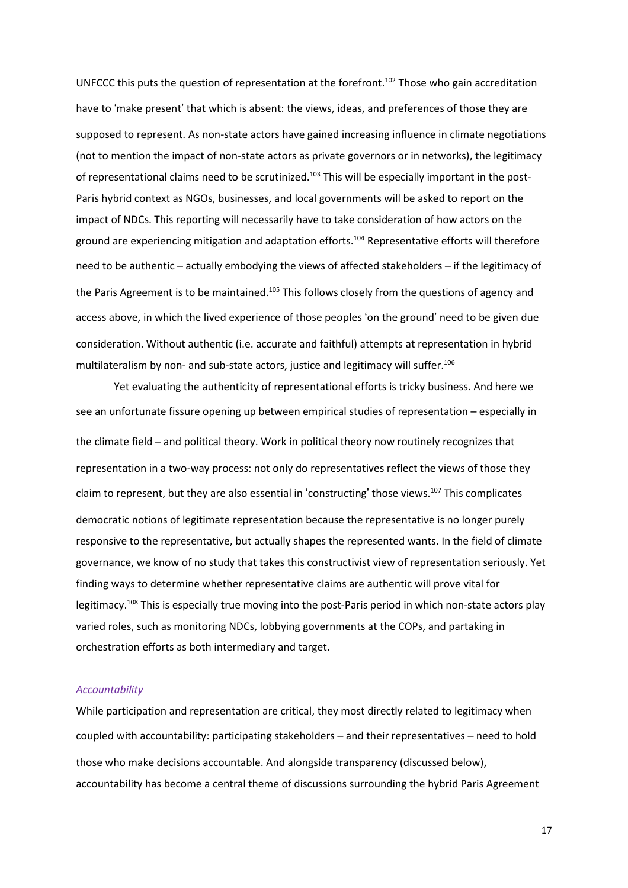UNFCCC this puts the question of representation at the forefront.[102] Those who gain accreditation have to 'make present' that which is absent: the views, ideas, and preferences of those they are supposed to represent. As non-state actors have gained increasing influence in climate negotiations (not to mention the impact of non-state actors as private governors or in networks), the legitimacy of representational claims need to be scrutinized.[103] This will be especially important in the post-Paris hybrid context as NGOs, businesses, and local governments will be asked to report on the impact of NDCs. This reporting will necessarily have to take consideration of how actors on the ground are experiencing mitigation and adaptation efforts.[104] Representative efforts will therefore need to be authentic – actually embodying the views of affected stakeholders – if the legitimacy of the Paris Agreement is to be maintained.[105] This follows closely from the questions of agency and access above, in which the lived experience of those peoples 'on the ground' need to be given due consideration. Without authentic (i.e. accurate and faithful) attempts at representation in hybrid multilateralism by non- and sub-state actors, justice and legitimacy will suffer.[106]

Yet evaluating the authenticity of representational efforts is tricky business. And here we see an unfortunate fissure opening up between empirical studies of representation – especially in the climate field – and political theory. Work in political theory now routinely recognizes that representation in a two-way process: not only do representatives reflect the views of those they claim to represent, but they are also essential in 'constructing' those views.[107] This complicates democratic notions of legitimate representation because the representative is no longer purely responsive to the representative, but actually shapes the represented wants. In the field of climate governance, we know of no study that takes this constructivist view of representation seriously. Yet finding ways to determine whether representative claims are authentic will prove vital for legitimacy.[108] This is especially true moving into the post-Paris period in which non-state actors play varied roles, such as monitoring NDCs, lobbying governments at the COPs, and partaking in orchestration efforts as both intermediary and target.

### *Accountability*

While participation and representation are critical, they most directly related to legitimacy when coupled with accountability: participating stakeholders – and their representatives – need to hold those who make decisions accountable. And alongside transparency (discussed below), accountability has become a central theme of discussions surrounding the hybrid Paris Agreement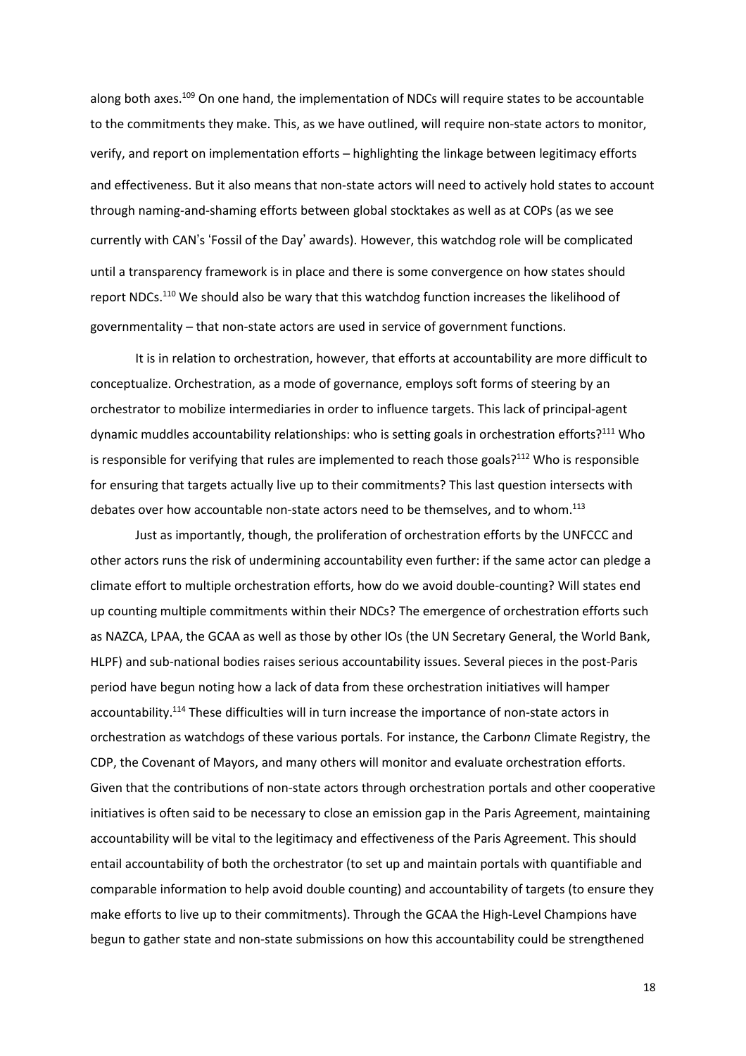along both axes.[109] On one hand, the implementation of NDCs will require states to be accountable to the commitments they make. This, as we have outlined, will require non-state actors to monitor, verify, and report on implementation efforts – highlighting the linkage between legitimacy efforts and effectiveness. But it also means that non-state actors will need to actively hold states to account through naming-and-shaming efforts between global stocktakes as well as at COPs (as we see currently with CAN's 'Fossil of the Day' awards). However, this watchdog role will be complicated until a transparency framework is in place and there is some convergence on how states should report NDCs.[110] We should also be wary that this watchdog function increases the likelihood of governmentality – that non-state actors are used in service of government functions.

It is in relation to orchestration, however, that efforts at accountability are more difficult to conceptualize. Orchestration, as a mode of governance, employs soft forms of steering by an orchestrator to mobilize intermediaries in order to influence targets. This lack of principal-agent dynamic muddles accountability relationships: who is setting goals in orchestration efforts?[111] Who is responsible for verifying that rules are implemented to reach those goals?[112] Who is responsible for ensuring that targets actually live up to their commitments? This last question intersects with debates over how accountable non-state actors need to be themselves, and to whom.[113]

Just as importantly, though, the proliferation of orchestration efforts by the UNFCCC and other actors runs the risk of undermining accountability even further: if the same actor can pledge a climate effort to multiple orchestration efforts, how do we avoid double-counting? Will states end up counting multiple commitments within their NDCs? The emergence of orchestration efforts such as NAZCA, LPAA, the GCAA as well as those by other IOs (the UN Secretary General, the World Bank, HLPF) and sub-national bodies raises serious accountability issues. Several pieces in the post-Paris period have begun noting how a lack of data from these orchestration initiatives will hamper accountability.[114] These difficulties will in turn increase the importance of non-state actors in orchestration as watchdogs of these various portals. For instance, the Carbon*n* Climate Registry, the CDP, the Covenant of Mayors, and many others will monitor and evaluate orchestration efforts. Given that the contributions of non-state actors through orchestration portals and other cooperative initiatives is often said to be necessary to close an emission gap in the Paris Agreement, maintaining accountability will be vital to the legitimacy and effectiveness of the Paris Agreement. This should entail accountability of both the orchestrator (to set up and maintain portals with quantifiable and comparable information to help avoid double counting) and accountability of targets (to ensure they make efforts to live up to their commitments). Through the GCAA the High-Level Champions have begun to gather state and non-state submissions on how this accountability could be strengthened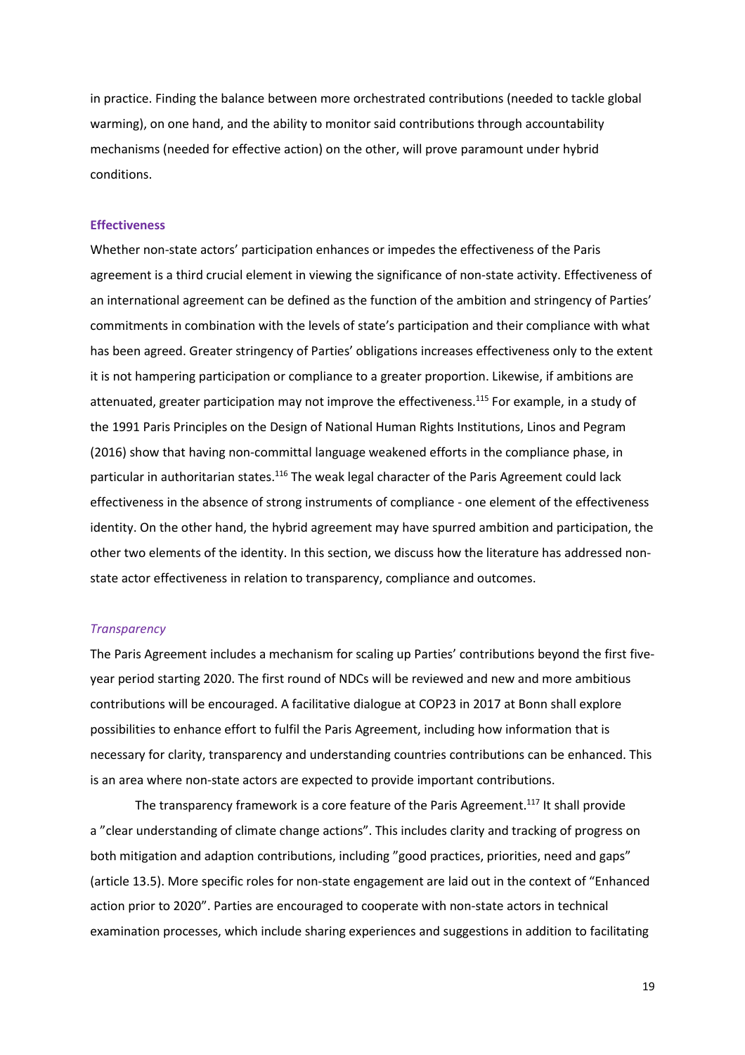in practice. Finding the balance between more orchestrated contributions (needed to tackle global warming), on one hand, and the ability to monitor said contributions through accountability mechanisms (needed for effective action) on the other, will prove paramount under hybrid conditions.

### Effectiveness

Whether non-state actors' participation enhances or impedes the effectiveness of the Paris agreement is a third crucial element in viewing the significance of non-state activity. Effectiveness of an international agreement can be defined as the function of the ambition and stringency of Parties' commitments in combination with the levels of state's participation and their compliance with what has been agreed. Greater stringency of Parties' obligations increases effectiveness only to the extent it is not hampering participation or compliance to a greater proportion. Likewise, if ambitions are attenuated, greater participation may not improve the effectiveness.[115] For example, in a study of the 1991 Paris Principles on the Design of National Human Rights Institutions, Linos and Pegram (2016) show that having non-committal language weakened efforts in the compliance phase, in particular in authoritarian states.[116] The weak legal character of the Paris Agreement could lack effectiveness in the absence of strong instruments of compliance - one element of the effectiveness identity. On the other hand, the hybrid agreement may have spurred ambition and participation, the other two elements of the identity. In this section, we discuss how the literature has addressed non-state actor effectiveness in relation to transparency, compliance and outcomes.

#### *Transparency*

The Paris Agreement includes a mechanism for scaling up Parties' contributions beyond the first five-year period starting 2020. The first round of NDCs will be reviewed and new and more ambitious contributions will be encouraged. A facilitative dialogue at COP23 in 2017 at Bonn shall explore possibilities to enhance effort to fulfil the Paris Agreement, including how information that is necessary for clarity, transparency and understanding countries contributions can be enhanced. This is an area where non-state actors are expected to provide important contributions.

The transparency framework is a core feature of the Paris Agreement.[117] It shall provide a "clear understanding of climate change actions". This includes clarity and tracking of progress on both mitigation and adaption contributions, including "good practices, priorities, need and gaps" (article 13.5). More specific roles for non-state engagement are laid out in the context of "Enhanced action prior to 2020". Parties are encouraged to cooperate with non-state actors in technical examination processes, which include sharing experiences and suggestions in addition to facilitating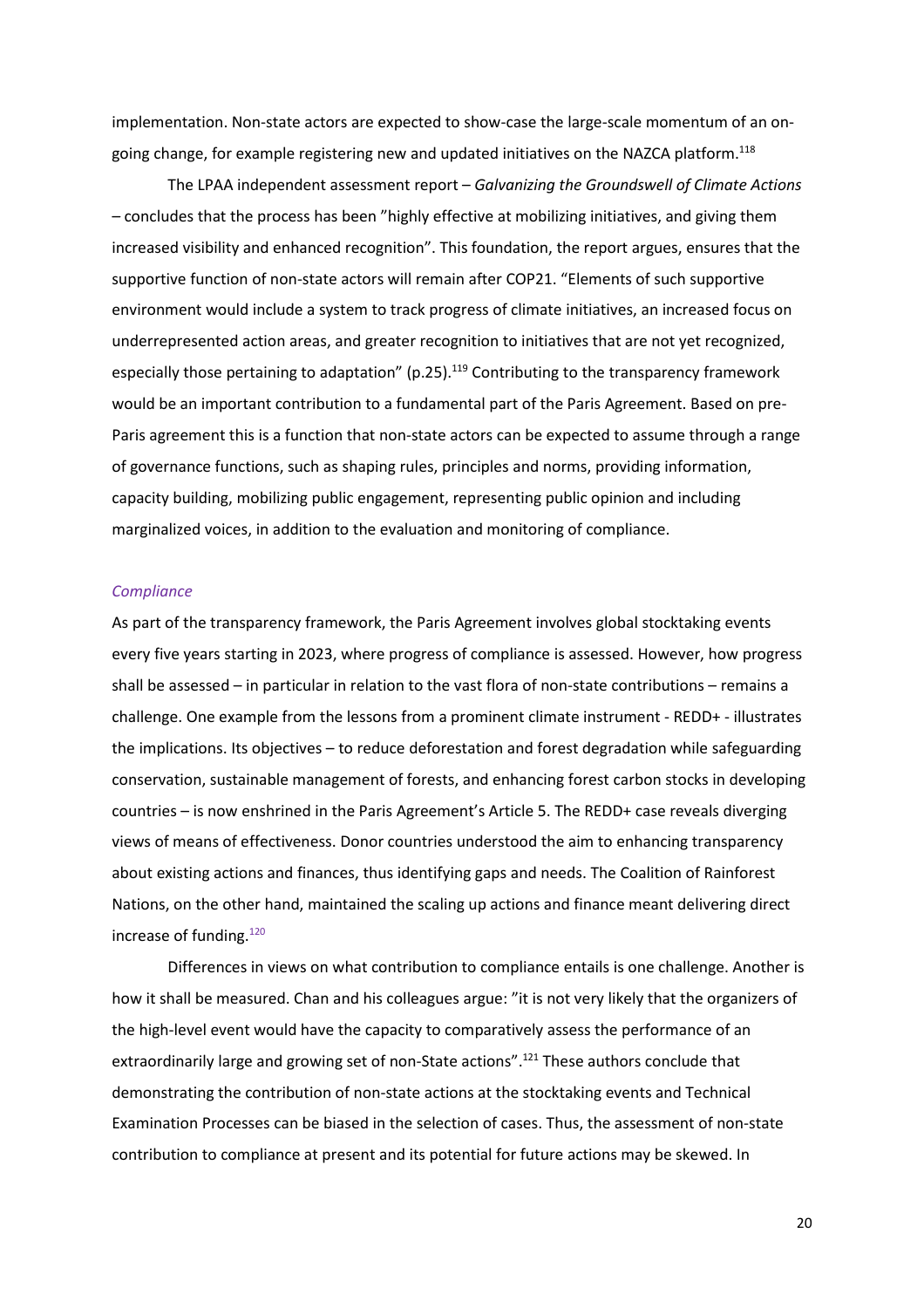implementation. Non-state actors are expected to show-case the large-scale momentum of an on-going change, for example registering new and updated initiatives on the NAZCA platform.[118]

The LPAA independent assessment report – *Galvanizing the Groundswell of Climate Actions* – concludes that the process has been "highly effective at mobilizing initiatives, and giving them increased visibility and enhanced recognition". This foundation, the report argues, ensures that the supportive function of non-state actors will remain after COP21. "Elements of such supportive environment would include a system to track progress of climate initiatives, an increased focus on underrepresented action areas, and greater recognition to initiatives that are not yet recognized, especially those pertaining to adaptation" (p.25).[119] Contributing to the transparency framework would be an important contribution to a fundamental part of the Paris Agreement. Based on pre-Paris agreement this is a function that non-state actors can be expected to assume through a range of governance functions, such as shaping rules, principles and norms, providing information, capacity building, mobilizing public engagement, representing public opinion and including marginalized voices, in addition to the evaluation and monitoring of compliance.

### *Compliance*

As part of the transparency framework, the Paris Agreement involves global stocktaking events every five years starting in 2023, where progress of compliance is assessed. However, how progress shall be assessed – in particular in relation to the vast flora of non-state contributions – remains a challenge. One example from the lessons from a prominent climate instrument - REDD+ - illustrates the implications. Its objectives – to reduce deforestation and forest degradation while safeguarding conservation, sustainable management of forests, and enhancing forest carbon stocks in developing countries – is now enshrined in the Paris Agreement's Article 5. The REDD+ case reveals diverging views of means of effectiveness. Donor countries understood the aim to enhancing transparency about existing actions and finances, thus identifying gaps and needs. The Coalition of Rainforest Nations, on the other hand, maintained the scaling up actions and finance meant delivering direct increase of funding.[120]

Differences in views on what contribution to compliance entails is one challenge. Another is how it shall be measured. Chan and his colleagues argue: "it is not very likely that the organizers of the high-level event would have the capacity to comparatively assess the performance of an extraordinarily large and growing set of non-State actions".[121] These authors conclude that demonstrating the contribution of non-state actions at the stocktaking events and Technical Examination Processes can be biased in the selection of cases. Thus, the assessment of non-state contribution to compliance at present and its potential for future actions may be skewed. In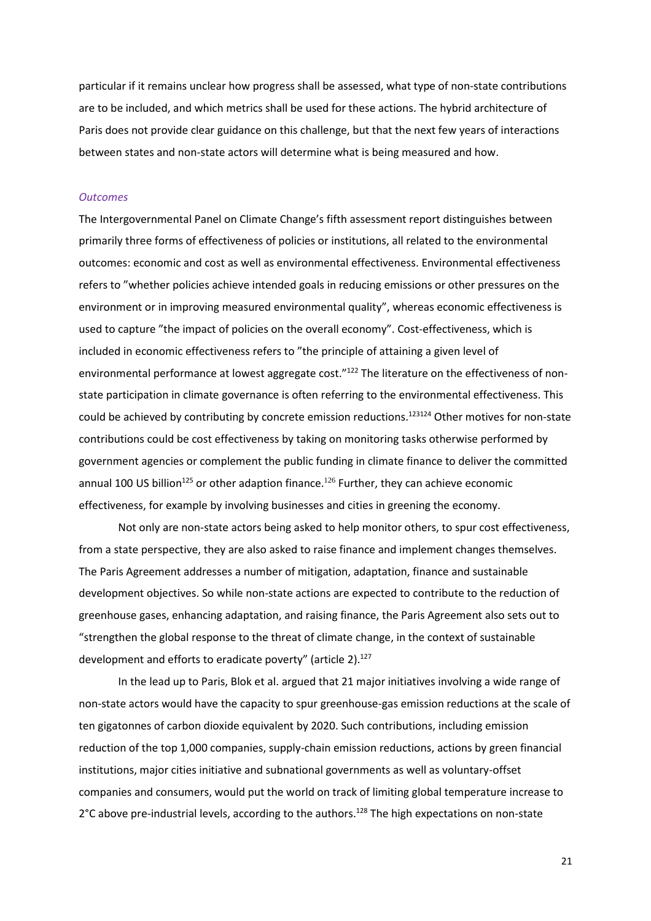particular if it remains unclear how progress shall be assessed, what type of non-state contributions are to be included, and which metrics shall be used for these actions. The hybrid architecture of Paris does not provide clear guidance on this challenge, but that the next few years of interactions between states and non-state actors will determine what is being measured and how.

### *Outcomes*

The Intergovernmental Panel on Climate Change's fifth assessment report distinguishes between primarily three forms of effectiveness of policies or institutions, all related to the environmental outcomes: economic and cost as well as environmental effectiveness. Environmental effectiveness refers to "whether policies achieve intended goals in reducing emissions or other pressures on the environment or in improving measured environmental quality", whereas economic effectiveness is used to capture "the impact of policies on the overall economy". Cost-effectiveness, which is included in economic effectiveness refers to "the principle of attaining a given level of environmental performance at lowest aggregate cost."[122] The literature on the effectiveness of non-state participation in climate governance is often referring to the environmental effectiveness. This could be achieved by contributing by concrete emission reductions.[123][124] Other motives for non-state contributions could be cost effectiveness by taking on monitoring tasks otherwise performed by government agencies or complement the public funding in climate finance to deliver the committed annual 100 US billion[125] or other adaption finance.[126] Further, they can achieve economic effectiveness, for example by involving businesses and cities in greening the economy.

Not only are non-state actors being asked to help monitor others, to spur cost effectiveness, from a state perspective, they are also asked to raise finance and implement changes themselves. The Paris Agreement addresses a number of mitigation, adaptation, finance and sustainable development objectives. So while non-state actions are expected to contribute to the reduction of greenhouse gases, enhancing adaptation, and raising finance, the Paris Agreement also sets out to "strengthen the global response to the threat of climate change, in the context of sustainable development and efforts to eradicate poverty" (article 2).[127]

In the lead up to Paris, Blok et al. argued that 21 major initiatives involving a wide range of non-state actors would have the capacity to spur greenhouse-gas emission reductions at the scale of ten gigatonnes of carbon dioxide equivalent by 2020. Such contributions, including emission reduction of the top 1,000 companies, supply-chain emission reductions, actions by green financial institutions, major cities initiative and subnational governments as well as voluntary-offset companies and consumers, would put the world on track of limiting global temperature increase to 2°C above pre-industrial levels, according to the authors.[128] The high expectations on non-state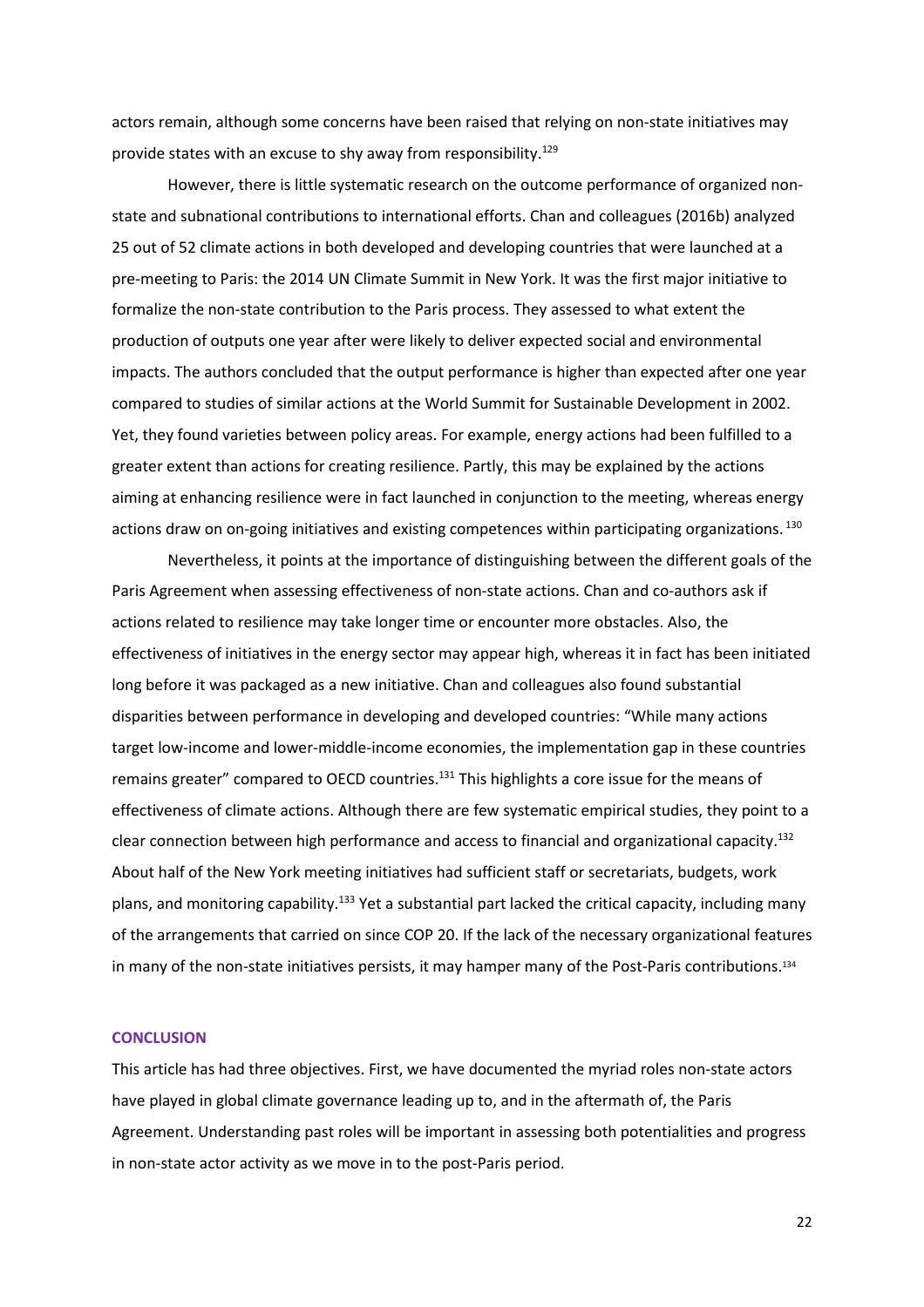actors remain, although some concerns have been raised that relying on non-state initiatives may provide states with an excuse to shy away from responsibility.[129]

However, there is little systematic research on the outcome performance of organized non-state and subnational contributions to international efforts. Chan and colleagues (2016b) analyzed 25 out of 52 climate actions in both developed and developing countries that were launched at a pre-meeting to Paris: the 2014 UN Climate Summit in New York. It was the first major initiative to formalize the non-state contribution to the Paris process. They assessed to what extent the production of outputs one year after were likely to deliver expected social and environmental impacts. The authors concluded that the output performance is higher than expected after one year compared to studies of similar actions at the World Summit for Sustainable Development in 2002. Yet, they found varieties between policy areas. For example, energy actions had been fulfilled to a greater extent than actions for creating resilience. Partly, this may be explained by the actions aiming at enhancing resilience were in fact launched in conjunction to the meeting, whereas energy actions draw on on-going initiatives and existing competences within participating organizations.[130]

Nevertheless, it points at the importance of distinguishing between the different goals of the Paris Agreement when assessing effectiveness of non-state actions. Chan and co-authors ask if actions related to resilience may take longer time or encounter more obstacles. Also, the effectiveness of initiatives in the energy sector may appear high, whereas it in fact has been initiated long before it was packaged as a new initiative. Chan and colleagues also found substantial disparities between performance in developing and developed countries: "While many actions target low-income and lower-middle-income economies, the implementation gap in these countries remains greater" compared to OECD countries.[131] This highlights a core issue for the means of effectiveness of climate actions. Although there are few systematic empirical studies, they point to a clear connection between high performance and access to financial and organizational capacity.[132] About half of the New York meeting initiatives had sufficient staff or secretariats, budgets, work plans, and monitoring capability.[133] Yet a substantial part lacked the critical capacity, including many of the arrangements that carried on since COP 20. If the lack of the necessary organizational features in many of the non-state initiatives persists, it may hamper many of the Post-Paris contributions.[134]

## CONCLUSION

This article has had three objectives. First, we have documented the myriad roles non-state actors have played in global climate governance leading up to, and in the aftermath of, the Paris Agreement. Understanding past roles will be important in assessing both potentialities and progress in non-state actor activity as we move in to the post-Paris period.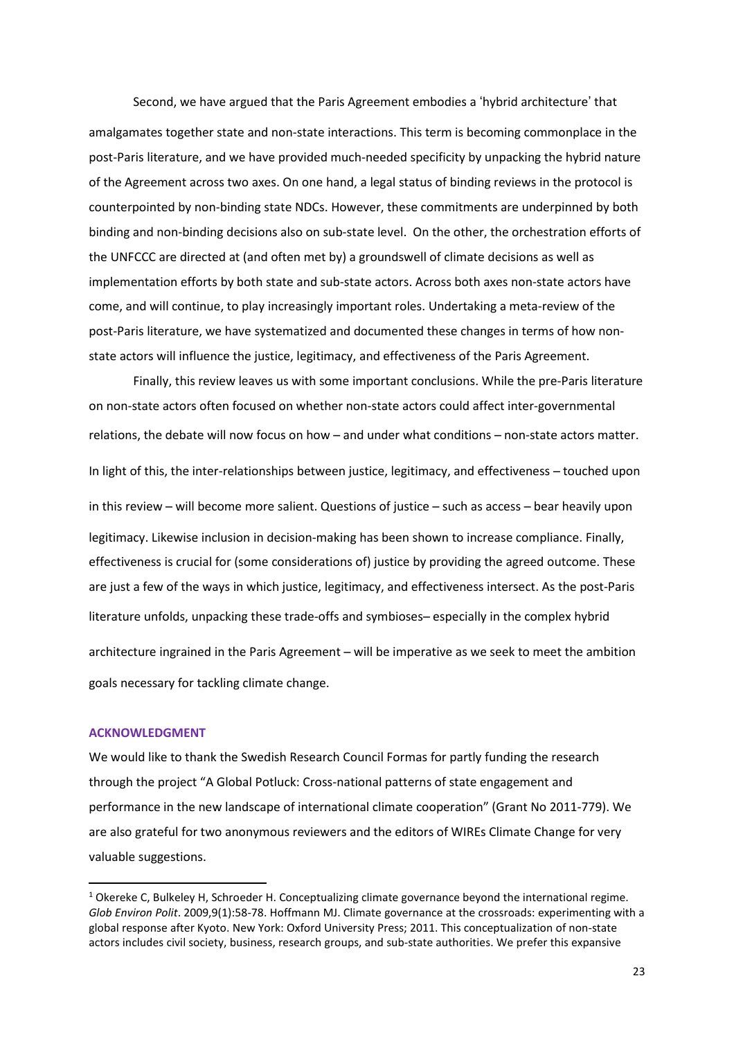Second, we have argued that the Paris Agreement embodies a 'hybrid architecture' that amalgamates together state and non-state interactions. This term is becoming commonplace in the post-Paris literature, and we have provided much-needed specificity by unpacking the hybrid nature of the Agreement across two axes. On one hand, a legal status of binding reviews in the protocol is counterpointed by non-binding state NDCs. However, these commitments are underpinned by both binding and non-binding decisions also on sub-state level. On the other, the orchestration efforts of the UNFCCC are directed at (and often met by) a groundswell of climate decisions as well as implementation efforts by both state and sub-state actors. Across both axes non-state actors have come, and will continue, to play increasingly important roles. Undertaking a meta-review of the post-Paris literature, we have systematized and documented these changes in terms of how non-state actors will influence the justice, legitimacy, and effectiveness of the Paris Agreement.

Finally, this review leaves us with some important conclusions. While the pre-Paris literature on non-state actors often focused on whether non-state actors could affect inter-governmental relations, the debate will now focus on how – and under what conditions – non-state actors matter. In light of this, the inter-relationships between justice, legitimacy, and effectiveness – touched upon in this review – will become more salient. Questions of justice – such as access – bear heavily upon legitimacy. Likewise inclusion in decision-making has been shown to increase compliance. Finally, effectiveness is crucial for (some considerations of) justice by providing the agreed outcome. These are just a few of the ways in which justice, legitimacy, and effectiveness intersect. As the post-Paris literature unfolds, unpacking these trade-offs and symbioses– especially in the complex hybrid architecture ingrained in the Paris Agreement – will be imperative as we seek to meet the ambition goals necessary for tackling climate change.

## ACKNOWLEDGMENT

We would like to thank the Swedish Research Council Formas for partly funding the research through the project "A Global Potluck: Cross-national patterns of state engagement and performance in the new landscape of international climate cooperation" (Grant No 2011-779). We are also grateful for two anonymous reviewers and the editors of WIREs Climate Change for very valuable suggestions.

---

[1] Okereke C, Bulkeley H, Schroeder H. Conceptualizing climate governance beyond the international regime. *Glob Environ Polit*. 2009,9(1):58-78. Hoffmann MJ. Climate governance at the crossroads: experimenting with a global response after Kyoto. New York: Oxford University Press; 2011. This conceptualization of non-state actors includes civil society, business, research groups, and sub-state authorities. We prefer this expansive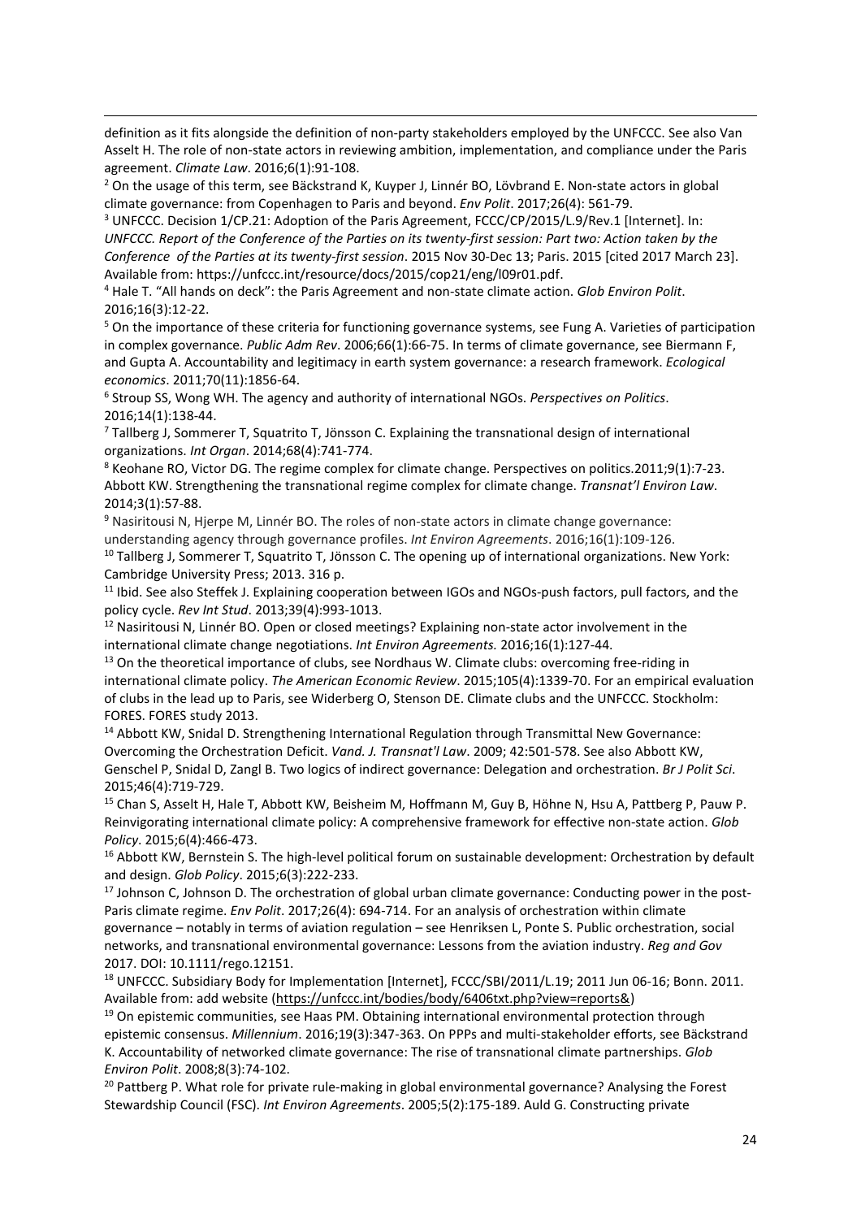definition as it fits alongside the definition of non-party stakeholders employed by the UNFCCC. See also Van Asselt H. The role of non-state actors in reviewing ambition, implementation, and compliance under the Paris agreement. *Climate Law*. 2016;6(1):91-108.

[2] On the usage of this term, see Bäckstrand K, Kuyper J, Linnér BO, Lövbrand E. Non-state actors in global climate governance: from Copenhagen to Paris and beyond. *Env Polit*. 2017;26(4): 561-79.

[3] UNFCCC. Decision 1/CP.21: Adoption of the Paris Agreement, FCCC/CP/2015/L.9/Rev.1 [Internet]. In: *UNFCCC. Report of the Conference of the Parties on its twenty-first session: Part two: Action taken by the Conference of the Parties at its twenty-first session*. 2015 Nov 30-Dec 13; Paris. 2015 [cited 2017 March 23]. Available from: https://unfccc.int/resource/docs/2015/cop21/eng/l09r01.pdf.

[4] Hale T. "All hands on deck": the Paris Agreement and non-state climate action. *Glob Environ Polit*. 2016;16(3):12-22.

[5] On the importance of these criteria for functioning governance systems, see Fung A. Varieties of participation in complex governance. *Public Adm Rev*. 2006;66(1):66-75. In terms of climate governance, see Biermann F, and Gupta A. Accountability and legitimacy in earth system governance: a research framework. *Ecological economics*. 2011;70(11):1856-64.

[6] Stroup SS, Wong WH. The agency and authority of international NGOs. *Perspectives on Politics*. 2016;14(1):138-44.

[7] Tallberg J, Sommerer T, Squatrito T, Jönsson C. Explaining the transnational design of international organizations. *Int Organ*. 2014;68(4):741-774.

[8] Keohane RO, Victor DG. The regime complex for climate change. Perspectives on politics.2011;9(1):7-23. Abbott KW. Strengthening the transnational regime complex for climate change. *Transnat'l Environ Law*. 2014;3(1):57-88.

[9] Nasiritousi N, Hjerpe M, Linnér BO. The roles of non-state actors in climate change governance: understanding agency through governance profiles. *Int Environ Agreements*. 2016;16(1):109-126.

[10] Tallberg J, Sommerer T, Squatrito T, Jönsson C. The opening up of international organizations. New York: Cambridge University Press; 2013. 316 p.

[11] Ibid. See also Steffek J. Explaining cooperation between IGOs and NGOs-push factors, pull factors, and the policy cycle. *Rev Int Stud*. 2013;39(4):993-1013.

[12] Nasiritousi N, Linnér BO. Open or closed meetings? Explaining non-state actor involvement in the international climate change negotiations. *Int Environ Agreements.* 2016;16(1):127-44.

[13] On the theoretical importance of clubs, see Nordhaus W. Climate clubs: overcoming free-riding in international climate policy. *The American Economic Review*. 2015;105(4):1339-70. For an empirical evaluation of clubs in the lead up to Paris, see Widerberg O, Stenson DE. Climate clubs and the UNFCCC. Stockholm: FORES. FORES study 2013.

[14] Abbott KW, Snidal D. Strengthening International Regulation through Transmittal New Governance: Overcoming the Orchestration Deficit. *Vand. J. Transnat'l Law*. 2009; 42:501-578. See also Abbott KW, Genschel P, Snidal D, Zangl B. Two logics of indirect governance: Delegation and orchestration. *Br J Polit Sci*. 2015;46(4):719-729.

[15] Chan S, Asselt H, Hale T, Abbott KW, Beisheim M, Hoffmann M, Guy B, Höhne N, Hsu A, Pattberg P, Pauw P. Reinvigorating international climate policy: A comprehensive framework for effective non-state action. *Glob Policy*. 2015;6(4):466-473.

[16] Abbott KW, Bernstein S. The high-level political forum on sustainable development: Orchestration by default and design. *Glob Policy*. 2015;6(3):222-233.

[17] Johnson C, Johnson D. The orchestration of global urban climate governance: Conducting power in the post-Paris climate regime. *Env Polit*. 2017;26(4): 694-714. For an analysis of orchestration within climate governance – notably in terms of aviation regulation – see Henriksen L, Ponte S. Public orchestration, social networks, and transnational environmental governance: Lessons from the aviation industry. *Reg and Gov* 2017. DOI: 10.1111/rego.12151.

[18] UNFCCC. Subsidiary Body for Implementation [Internet], FCCC/SBI/2011/L.19; 2011 Jun 06-16; Bonn. 2011. Available from: add website (https://unfccc.int/bodies/body/6406txt.php?view=reports&)

[19] On epistemic communities, see Haas PM. Obtaining international environmental protection through epistemic consensus. *Millennium*. 2016;19(3):347-363. On PPPs and multi-stakeholder efforts, see Bäckstrand K. Accountability of networked climate governance: The rise of transnational climate partnerships. *Glob Environ Polit*. 2008;8(3):74-102.

[20] Pattberg P. What role for private rule-making in global environmental governance? Analysing the Forest Stewardship Council (FSC). *Int Environ Agreements*. 2005;5(2):175-189. Auld G. Constructing private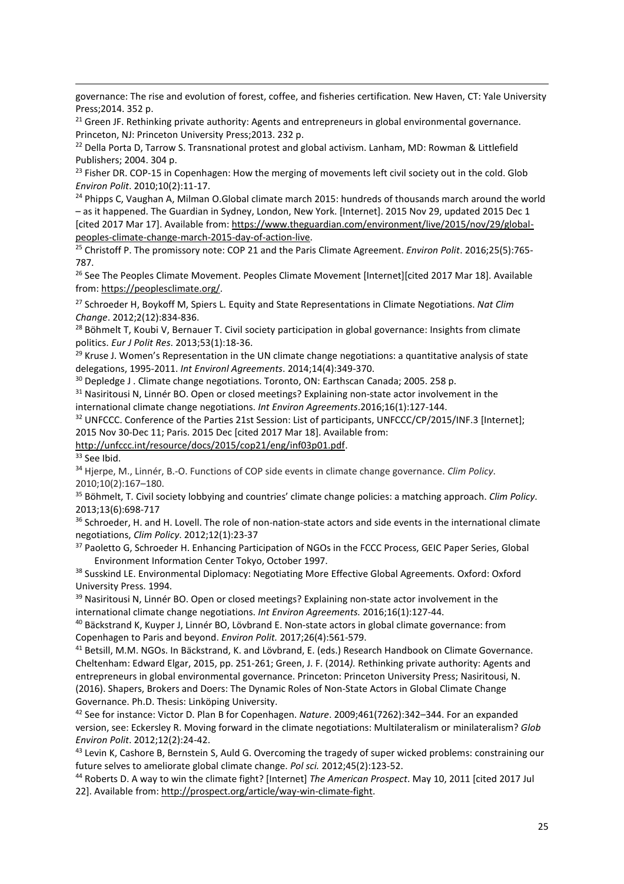governance: The rise and evolution of forest, coffee, and fisheries certification. New Haven, CT: Yale University Press;2014. 352 p.

[21] Green JF. Rethinking private authority: Agents and entrepreneurs in global environmental governance. Princeton, NJ: Princeton University Press;2013. 232 p.

[22] Della Porta D, Tarrow S. Transnational protest and global activism. Lanham, MD: Rowman & Littlefield Publishers; 2004. 304 p.

[23] Fisher DR. COP-15 in Copenhagen: How the merging of movements left civil society out in the cold. Glob *Environ Polit*. 2010;10(2):11-17.

[24] Phipps C, Vaughan A, Milman O.Global climate march 2015: hundreds of thousands march around the world – as it happened. The Guardian in Sydney, London, New York. [Internet]. 2015 Nov 29, updated 2015 Dec 1 [cited 2017 Mar 17]. Available from: https://www.theguardian.com/environment/live/2015/nov/29/global-peoples-climate-change-march-2015-day-of-action-live.

[25] Christoff P. The promissory note: COP 21 and the Paris Climate Agreement. *Environ Polit*. 2016;25(5):765-787.

[26] See The Peoples Climate Movement. Peoples Climate Movement [Internet][cited 2017 Mar 18]. Available from: https://peoplesclimate.org/.

[27] Schroeder H, Boykoff M, Spiers L. Equity and State Representations in Climate Negotiations. *Nat Clim Change*. 2012;2(12):834-836.

[28] Böhmelt T, Koubi V, Bernauer T. Civil society participation in global governance: Insights from climate politics. *Eur J Polit Res*. 2013;53(1):18-36.

[29] Kruse J. Women's Representation in the UN climate change negotiations: a quantitative analysis of state delegations, 1995-2011. *Int Environl Agreements*. 2014;14(4):349-370.

[30] Depledge J . Climate change negotiations. Toronto, ON: Earthscan Canada; 2005. 258 p.

[31] Nasiritousi N, Linnér BO. Open or closed meetings? Explaining non-state actor involvement in the international climate change negotiations. *Int Environ Agreements*.2016;16(1):127-144.

[32] UNFCCC. Conference of the Parties 21st Session: List of participants, UNFCCC/CP/2015/INF.3 [Internet]; 2015 Nov 30-Dec 11; Paris. 2015 Dec [cited 2017 Mar 18]. Available from: http://unfccc.int/resource/docs/2015/cop21/eng/inf03p01.pdf.

[33] See Ibid.

[34] Hjerpe, M., Linnér, B.-O. Functions of COP side events in climate change governance. *Clim Policy*. 2010;10(2):167–180.

[35] Böhmelt, T. Civil society lobbying and countries' climate change policies: a matching approach. *Clim Policy*. 2013;13(6):698-717

[36] Schroeder, H. and H. Lovell. The role of non-nation-state actors and side events in the international climate negotiations, *Clim Policy*. 2012;12(1):23-37

[37] Paoletto G, Schroeder H. Enhancing Participation of NGOs in the FCCC Process, GEIC Paper Series, Global Environment Information Center Tokyo, October 1997.

[38] Susskind LE. Environmental Diplomacy: Negotiating More Effective Global Agreements. Oxford: Oxford University Press. 1994.

[39] Nasiritousi N, Linnér BO. Open or closed meetings? Explaining non-state actor involvement in the international climate change negotiations. *Int Environ Agreements.* 2016;16(1):127-44.

[40] Bäckstrand K, Kuyper J, Linnér BO, Lövbrand E. Non-state actors in global climate governance: from Copenhagen to Paris and beyond. *Environ Polit.* 2017;26(4):561-579.

[41] Betsill, M.M. NGOs. In Bäckstrand, K. and Lövbrand, E. (eds.) Research Handbook on Climate Governance. Cheltenham: Edward Elgar, 2015, pp. 251-261; Green, J. F. (2014*).* Rethinking private authority: Agents and entrepreneurs in global environmental governance. Princeton: Princeton University Press; Nasiritousi, N. (2016). Shapers, Brokers and Doers: The Dynamic Roles of Non-State Actors in Global Climate Change Governance. Ph.D. Thesis: Linköping University.

[42] See for instance: Victor D. Plan B for Copenhagen. *Nature*. 2009;461(7262):342–344. For an expanded version, see: Eckersley R. Moving forward in the climate negotiations: Multilateralism or minilateralism? *Glob Environ Polit*. 2012;12(2):24-42.

[43] Levin K, Cashore B, Bernstein S, Auld G. Overcoming the tragedy of super wicked problems: constraining our future selves to ameliorate global climate change. *Pol sci.* 2012;45(2):123-52.

[44] Roberts D. A way to win the climate fight? [Internet] *The American Prospect*. May 10, 2011 [cited 2017 Jul 22]. Available from: http://prospect.org/article/way-win-climate-fight.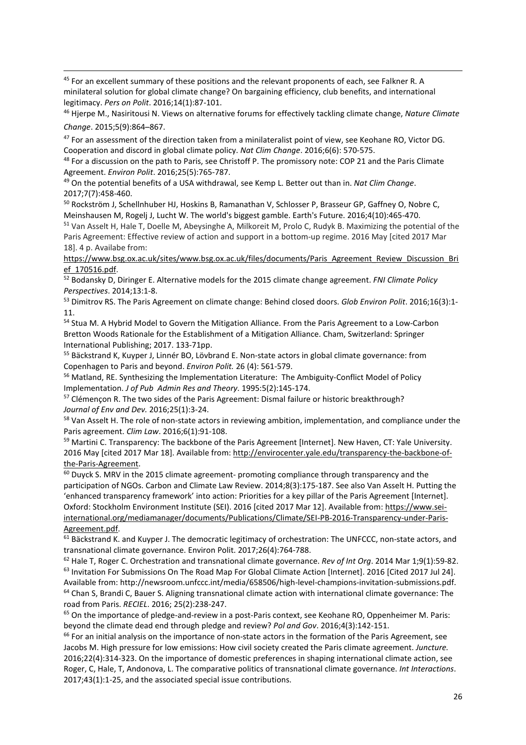[45] For an excellent summary of these positions and the relevant proponents of each, see Falkner R. A minilateral solution for global climate change? On bargaining efficiency, club benefits, and international legitimacy. *Pers on Polit*. 2016;14(1):87-101.

[46] Hjerpe M., Nasiritousi N. Views on alternative forums for effectively tackling climate change, *Nature Climate Change*. 2015;5(9):864–867.

[47] For an assessment of the direction taken from a minilateralist point of view, see Keohane RO, Victor DG. Cooperation and discord in global climate policy. *Nat Clim Change*. 2016;6(6): 570-575.

[48] For a discussion on the path to Paris, see Christoff P. The promissory note: COP 21 and the Paris Climate Agreement. *Environ Polit*. 2016;25(5):765-787.

[49] On the potential benefits of a USA withdrawal, see Kemp L. Better out than in. *Nat Clim Change*. 2017;7(7):458-460.

[50] Rockström J, Schellnhuber HJ, Hoskins B, Ramanathan V, Schlosser P, Brasseur GP, Gaffney O, Nobre C, Meinshausen M, Rogelj J, Lucht W. The world's biggest gamble. Earth's Future. 2016;4(10):465-470.

[51] Van Asselt H, Hale T, Doelle M, Abeysinghe A, Milkoreit M, Prolo C, Rudyk B. Maximizing the potential of the Paris Agreement: Effective review of action and support in a bottom-up regime. 2016 May [cited 2017 Mar 18]. 4 p. Availabe from: https://www.bsg.ox.ac.uk/sites/www.bsg.ox.ac.uk/files/documents/Paris_Agreement_Review_Discussion_Brief_170516.pdf.

[52] Bodansky D, Diringer E. Alternative models for the 2015 climate change agreement. *FNI Climate Policy Perspectives*. 2014;13:1-8.

[53] Dimitrov RS. The Paris Agreement on climate change: Behind closed doors. *Glob Environ Polit*. 2016;16(3):1-11.

[54] Stua M. A Hybrid Model to Govern the Mitigation Alliance. From the Paris Agreement to a Low-Carbon Bretton Woods Rationale for the Establishment of a Mitigation Alliance. Cham, Switzerland: Springer International Publishing; 2017. 133-71pp.

[55] Bäckstrand K, Kuyper J, Linnér BO, Lövbrand E. Non-state actors in global climate governance: from Copenhagen to Paris and beyond. *Environ Polit.* 26 (4): 561-579.

[56] Matland, RE. Synthesizing the Implementation Literature: The Ambiguity-Conflict Model of Policy Implementation. *J of Pub Admin Res and Theory*. 1995:5(2):145-174.

[57] Clémençon R. The two sides of the Paris Agreement: Dismal failure or historic breakthrough? *Journal of Env and Dev.* 2016;25(1):3-24.

[58] Van Asselt H. The role of non-state actors in reviewing ambition, implementation, and compliance under the Paris agreement. *Clim Law*. 2016;6(1):91-108.

[59] Martini C. Transparency: The backbone of the Paris Agreement [Internet]. New Haven, CT: Yale University. 2016 May [cited 2017 Mar 18]. Available from: http://envirocenter.yale.edu/transparency-the-backbone-of-the-Paris-Agreement.

[60] Duyck S. MRV in the 2015 climate agreement- promoting compliance through transparency and the participation of NGOs. Carbon and Climate Law Review. 2014;8(3):175-187. See also Van Asselt H. Putting the 'enhanced transparency framework' into action: Priorities for a key pillar of the Paris Agreement [Internet]. Oxford: Stockholm Environment Institute (SEI). 2016 [cited 2017 Mar 12]. Available from: https://www.sei-international.org/mediamanager/documents/Publications/Climate/SEI-PB-2016-Transparency-under-Paris-Agreement.pdf.

[61] Bäckstrand K. and Kuyper J. The democratic legitimacy of orchestration: The UNFCCC, non-state actors, and transnational climate governance. Environ Polit. 2017;26(4):764-788.

[62] Hale T, Roger C. Orchestration and transnational climate governance. *Rev of Int Org*. 2014 Mar 1;9(1):59-82.

[63] Invitation For Submissions On The Road Map For Global Climate Action [Internet]. 2016 [Cited 2017 Jul 24]. Available from: http://newsroom.unfccc.int/media/658506/high-level-champions-invitation-submissions.pdf.

[64] Chan S, Brandi C, Bauer S. Aligning transnational climate action with international climate governance: The road from Paris. *RECIEL*. 2016; 25(2):238-247.

[65] On the importance of pledge-and-review in a post-Paris context, see Keohane RO, Oppenheimer M. Paris: beyond the climate dead end through pledge and review? *Pol and Gov*. 2016;4(3):142-151.

[66] For an initial analysis on the importance of non-state actors in the formation of the Paris Agreement, see Jacobs M. High pressure for low emissions: How civil society created the Paris climate agreement. *Juncture.* 2016;22(4):314-323. On the importance of domestic preferences in shaping international climate action, see Roger, C, Hale, T, Andonova, L. The comparative politics of transnational climate governance. *Int Interactions*. 2017;43(1):1-25, and the associated special issue contributions.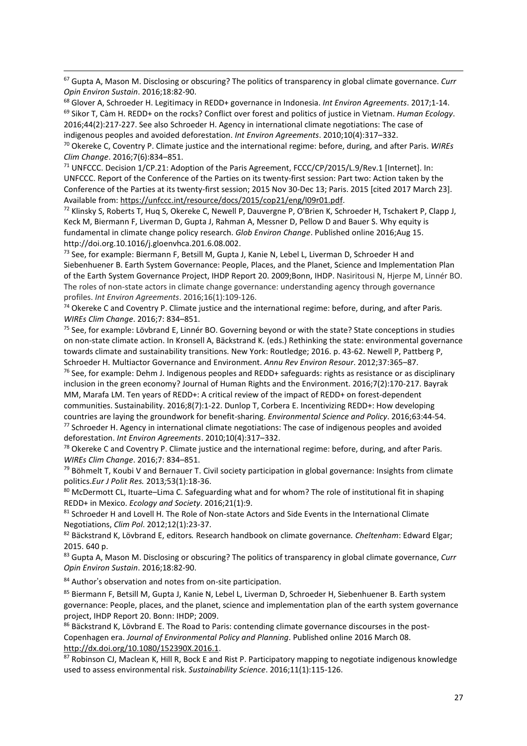[67] Gupta A, Mason M. Disclosing or obscuring? The politics of transparency in global climate governance. *Curr Opin Environ Sustain*. 2016;18:82-90.

[68] Glover A, Schroeder H. Legitimacy in REDD+ governance in Indonesia. *Int Environ Agreements*. 2017;1-14.

[69] Sikor T, Càm H. REDD+ on the rocks? Conflict over forest and politics of justice in Vietnam. *Human Ecology*. 2016;44(2):217-227. See also Schroeder H. Agency in international climate negotiations: The case of indigenous peoples and avoided deforestation. *Int Environ Agreements*. 2010;10(4):317–332.

[70] Okereke C, Coventry P. Climate justice and the international regime: before, during, and after Paris. *WIREs Clim Change*. 2016;7(6):834–851.

[71] UNFCCC. Decision 1/CP.21: Adoption of the Paris Agreement, FCCC/CP/2015/L.9/Rev.1 [Internet]. In: UNFCCC. Report of the Conference of the Parties on its twenty-first session: Part two: Action taken by the Conference of the Parties at its twenty-first session; 2015 Nov 30-Dec 13; Paris. 2015 [cited 2017 March 23]. Available from: https://unfccc.int/resource/docs/2015/cop21/eng/l09r01.pdf.

[72] Klinsky S, Roberts T, Huq S, Okereke C, Newell P, Dauvergne P, O'Brien K, Schroeder H, Tschakert P, Clapp J, Keck M, Biermann F, Liverman D, Gupta J, Rahman A, Messner D, Pellow D and Bauer S. Why equity is fundamental in climate change policy research. *Glob Environ Change*. Published online 2016;Aug 15. http://doi.org.10.1016/j.gloenvhca.201.6.08.002.

[73] See, for example: Biermann F, Betsill M, Gupta J, Kanie N, Lebel L, Liverman D, Schroeder H and Siebenhuener B. Earth System Governance: People, Places, and the Planet, Science and Implementation Plan of the Earth System Governance Project, IHDP Report 20. 2009;Bonn, IHDP. Nasiritousi N, Hjerpe M, Linnér BO. The roles of non-state actors in climate change governance: understanding agency through governance profiles. *Int Environ Agreements*. 2016;16(1):109-126.

[74] Okereke C and Coventry P. Climate justice and the international regime: before, during, and after Paris. *WIREs Clim Change*. 2016;7: 834–851.

[75] See, for example: Lövbrand E, Linnér BO. Governing beyond or with the state? State conceptions in studies on non-state climate action. In Kronsell A, Bäckstrand K. (eds.) Rethinking the state: environmental governance towards climate and sustainability transitions. New York: Routledge; 2016. p. 43-62. Newell P, Pattberg P, Schroeder H. Multiactor Governance and Environment. *Annu Rev Environ Resour*. 2012;37:365–87.

[76] See, for example: Dehm J. Indigenous peoples and REDD+ safeguards: rights as resistance or as disciplinary inclusion in the green economy? Journal of Human Rights and the Environment. 2016;7(2):170-217. Bayrak MM, Marafa LM. Ten years of REDD+: A critical review of the impact of REDD+ on forest-dependent communities. Sustainability. 2016;8(7):1-22. Dunlop T, Corbera E. Incentivizing REDD+: How developing countries are laying the groundwork for benefit-sharing. *Environmental Science and Policy*. 2016;63:44-54.

[77] Schroeder H. Agency in international climate negotiations: The case of indigenous peoples and avoided deforestation. *Int Environ Agreements*. 2010;10(4):317–332.

[78] Okereke C and Coventry P. Climate justice and the international regime: before, during, and after Paris. *WIREs Clim Change*. 2016;7: 834–851.

[79] Böhmelt T, Koubi V and Bernauer T. Civil society participation in global governance: Insights from climate politics.*Eur J Polit Res.* 2013;53(1):18-36.

[80] McDermott CL, Ituarte–Lima C. Safeguarding what and for whom? The role of institutional fit in shaping REDD+ in Mexico. *Ecology and Society*. 2016;21(1):9.

[81] Schroeder H and Lovell H. The Role of Non-state Actors and Side Events in the International Climate Negotiations, *Clim Pol*. 2012;12(1):23-37.

[82] Bäckstrand K, Lövbrand E, editors*.* Research handbook on climate governance*. Cheltenham*: Edward Elgar; 2015. 640 p.

[83] Gupta A, Mason M. Disclosing or obscuring? The politics of transparency in global climate governance, *Curr Opin Environ Sustain*. 2016;18:82-90.

[84] Author's observation and notes from on-site participation.

[85] Biermann F, Betsill M, Gupta J, Kanie N, Lebel L, Liverman D, Schroeder H, Siebenhuener B. Earth system governance: People, places, and the planet, science and implementation plan of the earth system governance project, IHDP Report 20. Bonn: IHDP; 2009.

[86] Bäckstrand K, Lövbrand E. The Road to Paris: contending climate governance discourses in the post-Copenhagen era. *Journal of Environmental Policy and Planning*. Published online 2016 March 08. http://dx.doi.org/10.1080/152390X.2016.1.

[87] Robinson CJ, Maclean K, Hill R, Bock E and Rist P. Participatory mapping to negotiate indigenous knowledge used to assess environmental risk. *Sustainability Science*. 2016;11(1):115-126.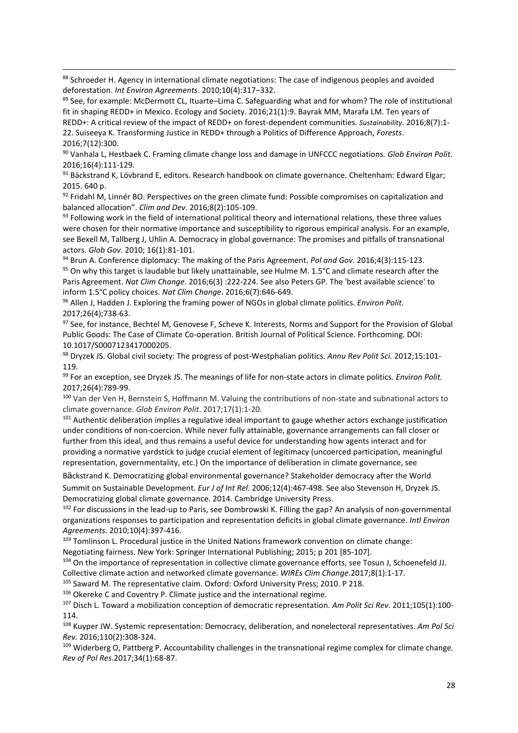[88] Schroeder H. Agency in international climate negotiations: The case of indigenous peoples and avoided deforestation. *Int Environ Agreements*. 2010;10(4):317–332.

[89] See, for example: McDermott CL, Ituarte–Lima C. Safeguarding what and for whom? The role of institutional fit in shaping REDD+ in Mexico. Ecology and Society. 2016;21(1):9. Bayrak MM, Marafa LM. Ten years of REDD+: A critical review of the impact of REDD+ on forest-dependent communities. *Sustainability*. 2016;8(7):1-22. Suiseeya K. Transforming Justice in REDD+ through a Politics of Difference Approach, *Forests*. 2016;7(12):300.

[90] Vanhala L, Hestbaek C. Framing climate change loss and damage in UNFCCC negotiations*. Glob Environ Polit*. 2016;16(4):111-129.

[91] Bäckstrand K, Lövbrand E, editors. Research handbook on climate governance. Cheltenham: Edward Elgar; 2015. 640 p.

[92] Fridahl M, Linnér BO. Perspectives on the green climate fund: Possible compromises on capitalization and balanced allocation". *Clim and Dev*. 2016;8(2):105-109.

[93] Following work in the field of international political theory and international relations, these three values were chosen for their normative importance and susceptibility to rigorous empirical analysis. For an example, see Bexell M, Tallberg J, Uhlin A. Democracy in global governance: The promises and pitfalls of transnational actors. *Glob Gov*. 2010; 16(1):81-101.

[94] Brun A. Conference diplomacy: The making of the Paris Agreement. *Pol and Gov*. 2016;4(3):115-123.

[95] On why this target is laudable but likely unattainable, see Hulme M. 1.5°C and climate research after the Paris Agreement. *Nat Clim Change*. 2016;6(3) :222-224. See also Peters GP. The 'best available science' to inform 1.5°C policy choices. *Nat Clim Change*. 2016;6(7):646-649.

[96] Allen J, Hadden J. Exploring the framing power of NGOs in global climate politics. *Environ Polit.* 2017;26(4);738-63.

[97] See, for instance, Bechtel M, Genovese F, Scheve K. Interests, Norms and Support for the Provision of Global Public Goods: The Case of Climate Co-operation. British Journal of Political Science. Forthcoming. DOI: 10.1017/S0007123417000205.

[98] Dryzek JS. Global civil society: The progress of post-Westphalian politics. *Annu Rev Polit Sci.* 2012;15:101-119.

[99] For an exception, see Dryzek JS. The meanings of life for non-state actors in climate politics. *Environ Polit.* 2017;26(4):789-99.

[100] Van der Ven H, Bernstein S, Hoffmann M. Valuing the contributions of non-state and subnational actors to climate governance. *Glob Environ Polit*. 2017;17(1):1-20.

[101] Authentic deliberation implies a regulative ideal important to gauge whether actors exchange justification under conditions of non-coercion. While never fully attainable, governance arrangements can fall closer or further from this ideal, and thus remains a useful device for understanding how agents interact and for providing a normative yardstick to judge crucial element of legitimacy (uncoerced participation, meaningful representation, governmentality, etc.) On the importance of deliberation in climate governance, see Bäckstrand K. Democratizing global environmental governance? Stakeholder democracy after the World Summit on Sustainable Development. *Eur J of Int Rel*. 2006;12(4):467-498. See also Stevenson H, Dryzek JS. Democratizing global climate governance. 2014. Cambridge University Press.

[102] For discussions in the lead-up to Paris, see Dombrowski K. Filling the gap? An analysis of non-governmental organizations responses to participation and representation deficits in global climate governance. *Intl Environ Agreements.* 2010;10(4):397-416.

[103] Tomlinson L. Procedural justice in the United Nations framework convention on climate change: Negotiating fairness. New York: Springer International Publishing; 2015; p 201 [85-107].

[104] On the importance of representation in collective climate governance efforts, see Tosun J, Schoenefeld JJ. Collective climate action and networked climate governance. *WIREs Clim Change*.2017;8(1):1-17.

[105] Saward M. The representative claim. Oxford: Oxford University Press; 2010. P 218.

[106] Okereke C and Coventry P. Climate justice and the international regime.

[107] Disch L. Toward a mobilization conception of democratic representation. *Am Polit Sci Rev*. 2011;105(1):100-114.

[108] Kuyper JW. Systemic representation: Democracy, deliberation, and nonelectoral representatives. *Am Pol Sci Rev.* 2016;110(2):308-324.

[109] Widerberg O, Pattberg P. Accountability challenges in the transnational regime complex for climate change. *Rev of Pol Res*.2017;34(1):68-87.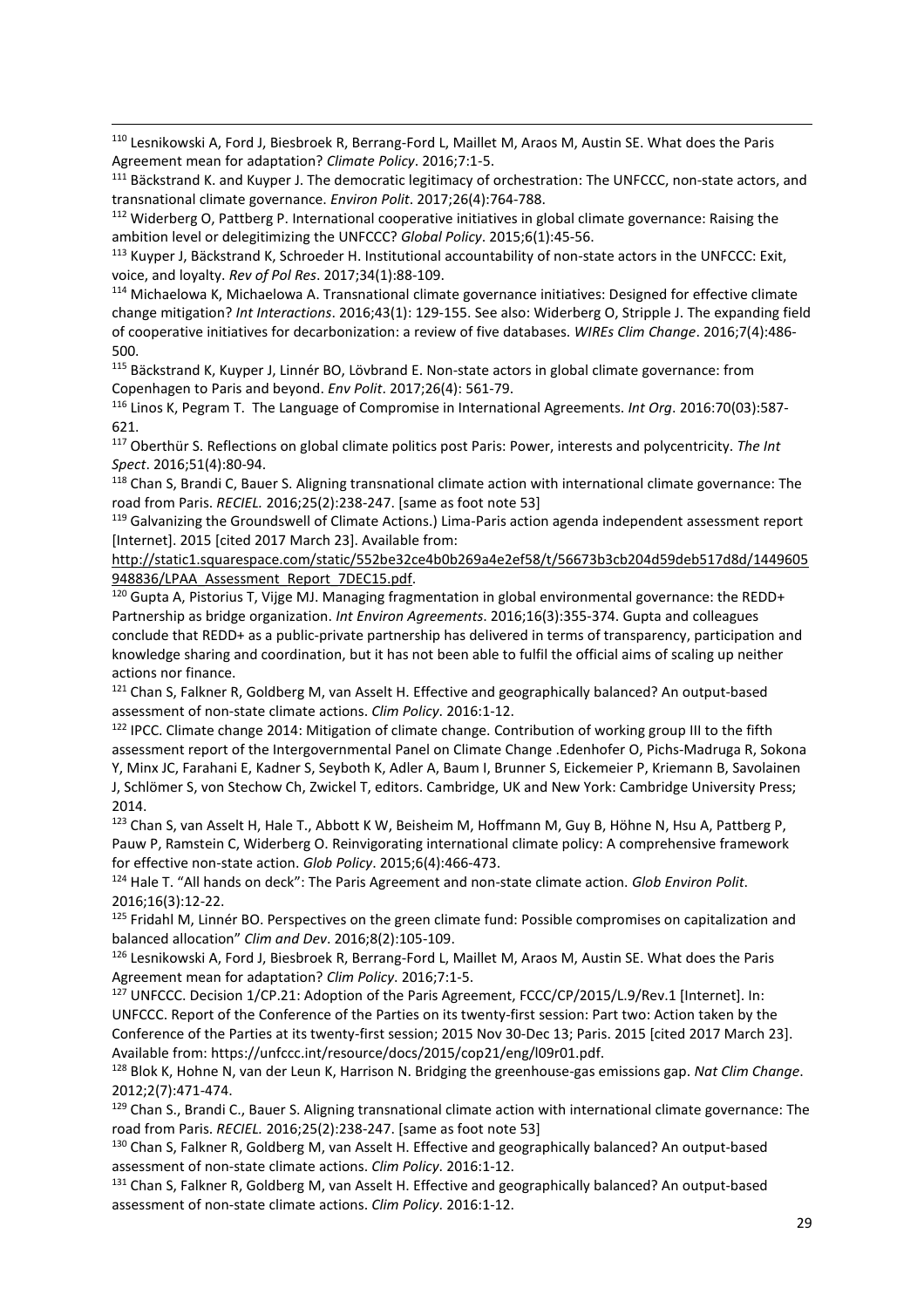[110] Lesnikowski A, Ford J, Biesbroek R, Berrang-Ford L, Maillet M, Araos M, Austin SE. What does the Paris Agreement mean for adaptation? *Climate Policy*. 2016;7:1-5.

[111] Bäckstrand K. and Kuyper J. The democratic legitimacy of orchestration: The UNFCCC, non-state actors, and transnational climate governance. *Environ Polit*. 2017;26(4):764-788.

[112] Widerberg O, Pattberg P. International cooperative initiatives in global climate governance: Raising the ambition level or delegitimizing the UNFCCC? *Global Policy*. 2015;6(1):45-56.

[113] Kuyper J, Bäckstrand K, Schroeder H. Institutional accountability of non-state actors in the UNFCCC: Exit, voice, and loyalty. *Rev of Pol Res*. 2017;34(1):88-109.

[114] Michaelowa K, Michaelowa A. Transnational climate governance initiatives: Designed for effective climate change mitigation? *Int Interactions*. 2016;43(1): 129-155. See also: Widerberg O, Stripple J. The expanding field of cooperative initiatives for decarbonization: a review of five databases. *WIREs Clim Change*. 2016;7(4):486-500.

[115] Bäckstrand K, Kuyper J, Linnér BO, Lövbrand E. Non-state actors in global climate governance: from Copenhagen to Paris and beyond. *Env Polit*. 2017;26(4): 561-79.

[116] Linos K, Pegram T. The Language of Compromise in International Agreements. *Int Org*. 2016:70(03):587-621.

[117] Oberthür S. Reflections on global climate politics post Paris: Power, interests and polycentricity. *The Int Spect*. 2016;51(4):80-94.

[118] Chan S, Brandi C, Bauer S. Aligning transnational climate action with international climate governance: The road from Paris. *RECIEL.* 2016;25(2):238-247. [same as foot note 53]

[119] Galvanizing the Groundswell of Climate Actions.) Lima-Paris action agenda independent assessment report [Internet]. 2015 [cited 2017 March 23]. Available from: http://static1.squarespace.com/static/552be32ce4b0b269a4e2ef58/t/56673b3cb204d59deb517d8d/1449605948836/LPAA_Assessment_Report_7DEC15.pdf.

[120] Gupta A, Pistorius T, Vijge MJ. Managing fragmentation in global environmental governance: the REDD+ Partnership as bridge organization. *Int Environ Agreements*. 2016;16(3):355-374. Gupta and colleagues conclude that REDD+ as a public-private partnership has delivered in terms of transparency, participation and knowledge sharing and coordination, but it has not been able to fulfil the official aims of scaling up neither actions nor finance.

[121] Chan S, Falkner R, Goldberg M, van Asselt H. Effective and geographically balanced? An output-based assessment of non-state climate actions. *Clim Policy*. 2016:1-12.

[122] IPCC. Climate change 2014: Mitigation of climate change. Contribution of working group III to the fifth assessment report of the Intergovernmental Panel on Climate Change .Edenhofer O, Pichs-Madruga R, Sokona Y, Minx JC, Farahani E, Kadner S, Seyboth K, Adler A, Baum I, Brunner S, Eickemeier P, Kriemann B, Savolainen J, Schlömer S, von Stechow Ch, Zwickel T, editors. Cambridge, UK and New York: Cambridge University Press; 2014.

[123] Chan S, van Asselt H, Hale T., Abbott K W, Beisheim M, Hoffmann M, Guy B, Höhne N, Hsu A, Pattberg P, Pauw P, Ramstein C, Widerberg O. Reinvigorating international climate policy: A comprehensive framework for effective non-state action. *Glob Policy*. 2015;6(4):466-473.

[124] Hale T. "All hands on deck": The Paris Agreement and non-state climate action. *Glob Environ Polit*. 2016;16(3):12-22.

[125] Fridahl M, Linnér BO. Perspectives on the green climate fund: Possible compromises on capitalization and balanced allocation" *Clim and Dev*. 2016;8(2):105-109.

[126] Lesnikowski A, Ford J, Biesbroek R, Berrang-Ford L, Maillet M, Araos M, Austin SE. What does the Paris Agreement mean for adaptation? *Clim Policy*. 2016;7:1-5.

[127] UNFCCC. Decision 1/CP.21: Adoption of the Paris Agreement, FCCC/CP/2015/L.9/Rev.1 [Internet]. In: UNFCCC. Report of the Conference of the Parties on its twenty-first session: Part two: Action taken by the Conference of the Parties at its twenty-first session; 2015 Nov 30-Dec 13; Paris. 2015 [cited 2017 March 23]. Available from: https://unfccc.int/resource/docs/2015/cop21/eng/l09r01.pdf.

[128] Blok K, Hohne N, van der Leun K, Harrison N. Bridging the greenhouse-gas emissions gap. *Nat Clim Change*. 2012;2(7):471-474.

[129] Chan S., Brandi C., Bauer S. Aligning transnational climate action with international climate governance: The road from Paris. *RECIEL.* 2016;25(2):238-247. [same as foot note 53]

[130] Chan S, Falkner R, Goldberg M, van Asselt H. Effective and geographically balanced? An output-based assessment of non-state climate actions. *Clim Policy*. 2016:1-12.

[131] Chan S, Falkner R, Goldberg M, van Asselt H. Effective and geographically balanced? An output-based assessment of non-state climate actions. *Clim Policy*. 2016:1-12.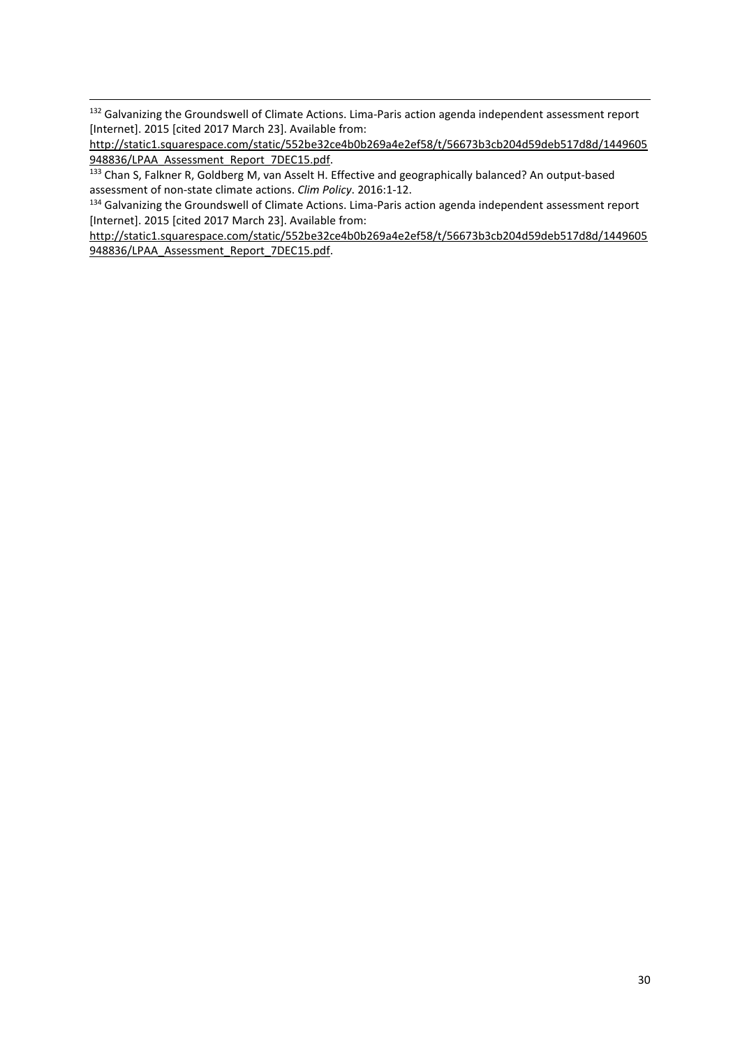[132] Galvanizing the Groundswell of Climate Actions. Lima-Paris action agenda independent assessment report [Internet]. 2015 [cited 2017 March 23]. Available from: http://static1.squarespace.com/static/552be32ce4b0b269a4e2ef58/t/56673b3cb204d59deb517d8d/1449605948836/LPAA_Assessment_Report_7DEC15.pdf.

[133] Chan S, Falkner R, Goldberg M, van Asselt H. Effective and geographically balanced? An output-based assessment of non-state climate actions. *Clim Policy*. 2016:1-12.

[134] Galvanizing the Groundswell of Climate Actions. Lima-Paris action agenda independent assessment report [Internet]. 2015 [cited 2017 March 23]. Available from: http://static1.squarespace.com/static/552be32ce4b0b269a4e2ef58/t/56673b3cb204d59deb517d8d/1449605948836/LPAA_Assessment_Report_7DEC15.pdf.